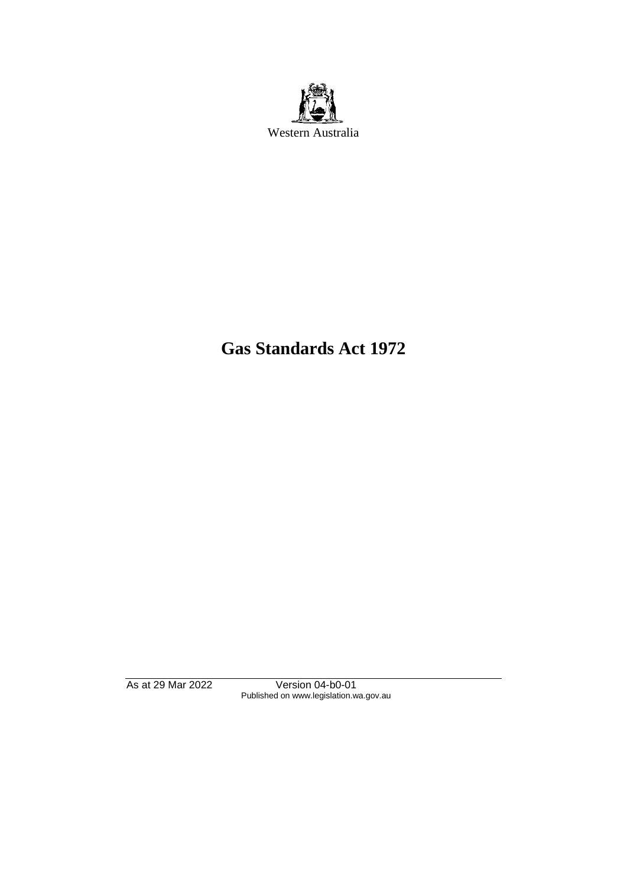Western Australia

# Gas Standards Act 1972

As at 29 Mar 2022 Version 04-b0-01
Published on www.legislation.wa.gov.au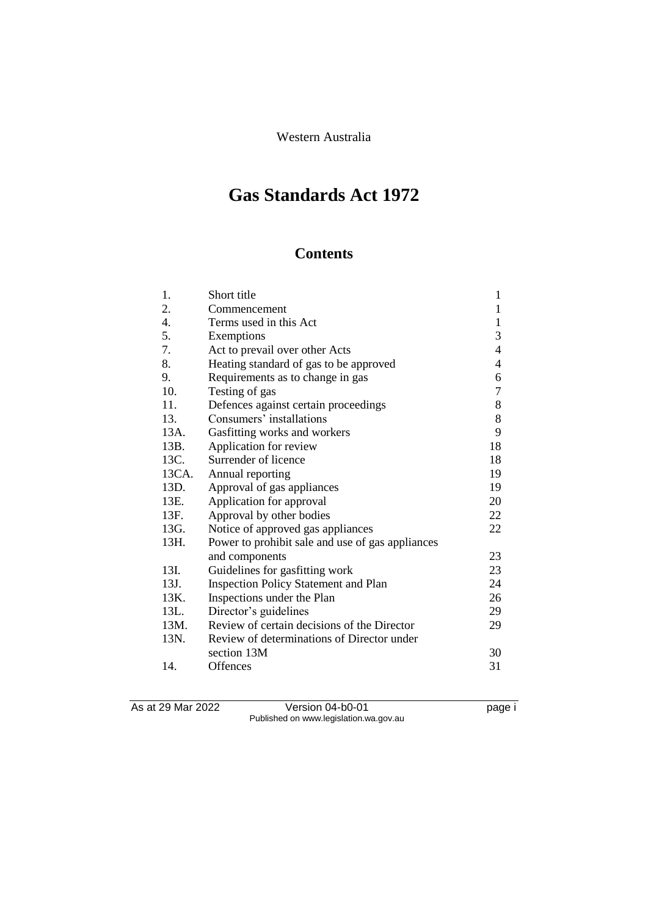Western Australia

# Gas Standards Act 1972

## Contents

| | | |
|---|---|---|
| 1. | Short title | 1 |
| 2. | Commencement | 1 |
| 4. | Terms used in this Act | 1 |
| 5. | Exemptions | 3 |
| 7. | Act to prevail over other Acts | 4 |
| 8. | Heating standard of gas to be approved | 4 |
| 9. | Requirements as to change in gas | 6 |
| 10. | Testing of gas | 7 |
| 11. | Defences against certain proceedings | 8 |
| 13. | Consumers' installations | 8 |
| 13A. | Gasfitting works and workers | 9 |
| 13B. | Application for review | 18 |
| 13C. | Surrender of licence | 18 |
| 13CA. | Annual reporting | 19 |
| 13D. | Approval of gas appliances | 19 |
| 13E. | Application for approval | 20 |
| 13F. | Approval by other bodies | 22 |
| 13G. | Notice of approved gas appliances | 22 |
| 13H. | Power to prohibit sale and use of gas appliances and components | 23 |
| 13I. | Guidelines for gasfitting work | 23 |
| 13J. | Inspection Policy Statement and Plan | 24 |
| 13K. | Inspections under the Plan | 26 |
| 13L. | Director's guidelines | 29 |
| 13M. | Review of certain decisions of the Director | 29 |
| 13N. | Review of determinations of Director under section 13M | 30 |
| 14. | Offences | 31 |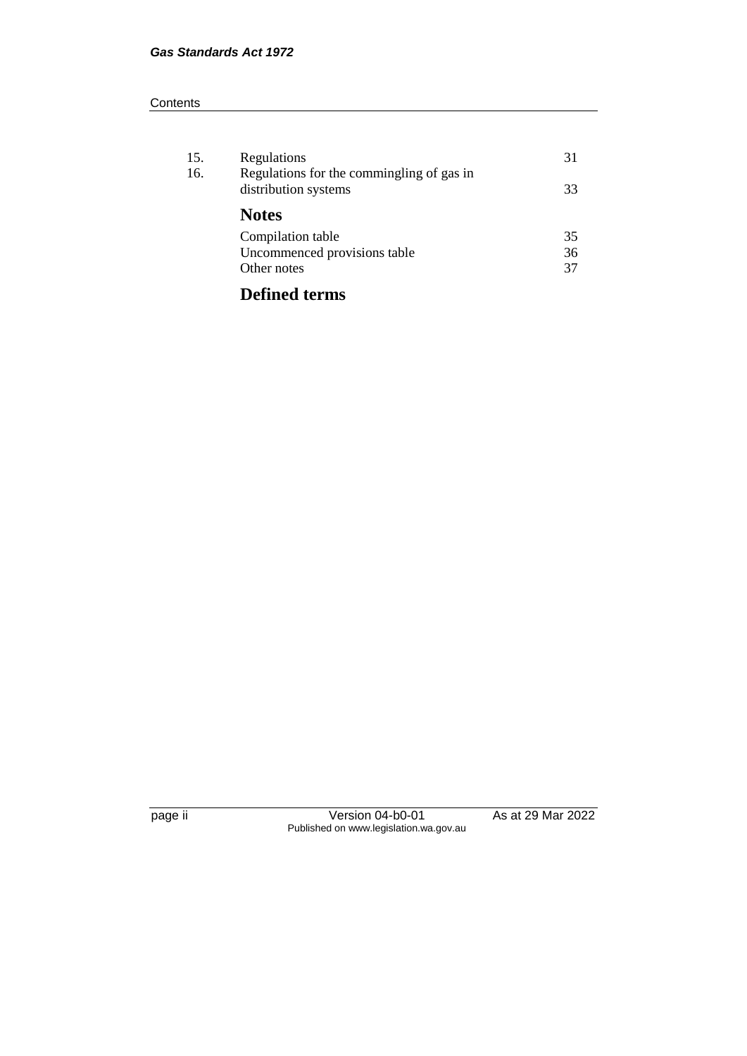| | | |
|---|---|---|
| 15. | Regulations | 31 |
| 16. | Regulations for the commingling of gas in distribution systems | 33 |

## Notes

| | |
|---|---|
| Compilation table | 35 |
| Uncommenced provisions table | 36 |
| Other notes | 37 |

## Defined terms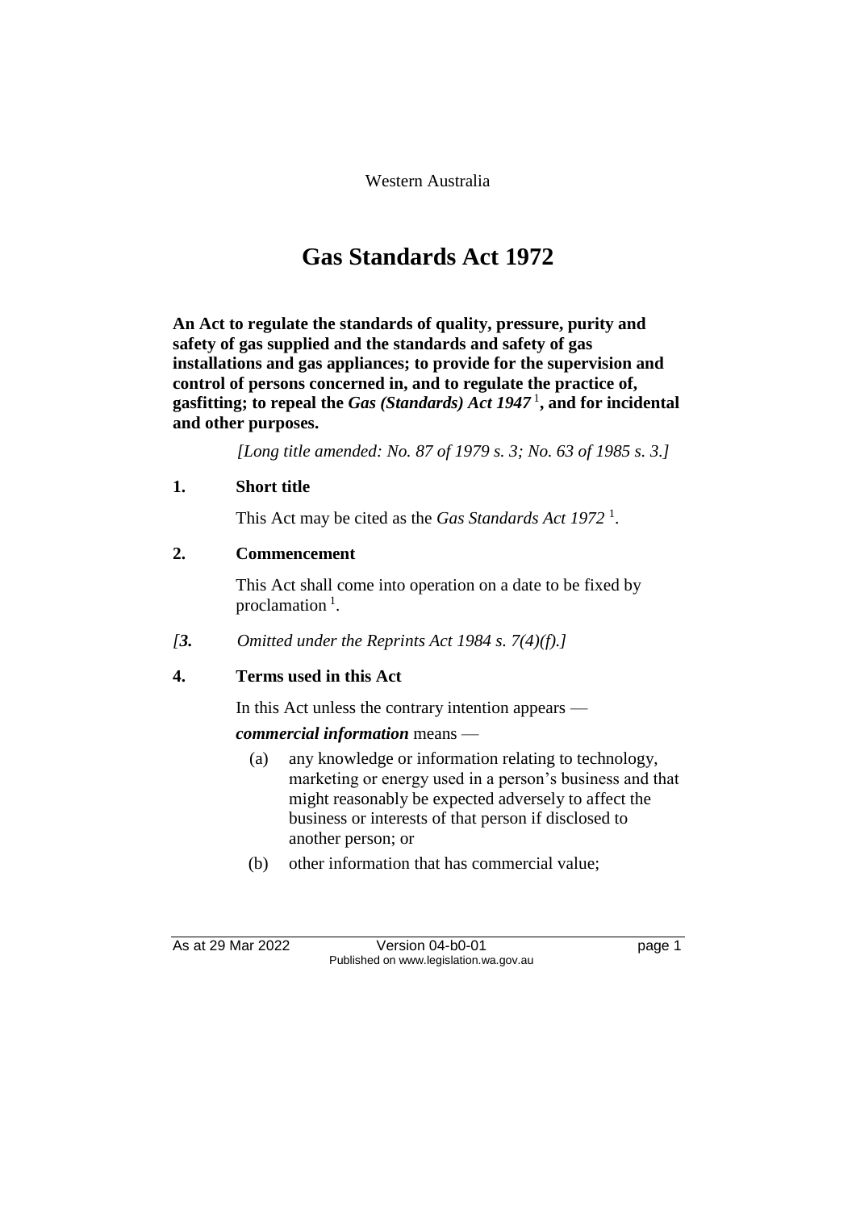Western Australia

# Gas Standards Act 1972

**An Act to regulate the standards of quality, pressure, purity and safety of gas supplied and the standards and safety of gas installations and gas appliances; to provide for the supervision and control of persons concerned in, and to regulate the practice of, gasfitting; to repeal the *Gas (Standards) Act 1947* [1], and for incidental and other purposes.**

*[Long title amended: No. 87 of 1979 s. 3; No. 63 of 1985 s. 3.]*

## 1. Short title

This Act may be cited as the *Gas Standards Act 1972* [1].

## 2. Commencement

This Act shall come into operation on a date to be fixed by proclamation [1].

*[**3.** Omitted under the Reprints Act 1984 s. 7(4)(f).]*

## 4. Terms used in this Act

In this Act unless the contrary intention appears —

***commercial information*** means —

(a) any knowledge or information relating to technology, marketing or energy used in a person's business and that might reasonably be expected adversely to affect the business or interests of that person if disclosed to another person; or

(b) other information that has commercial value;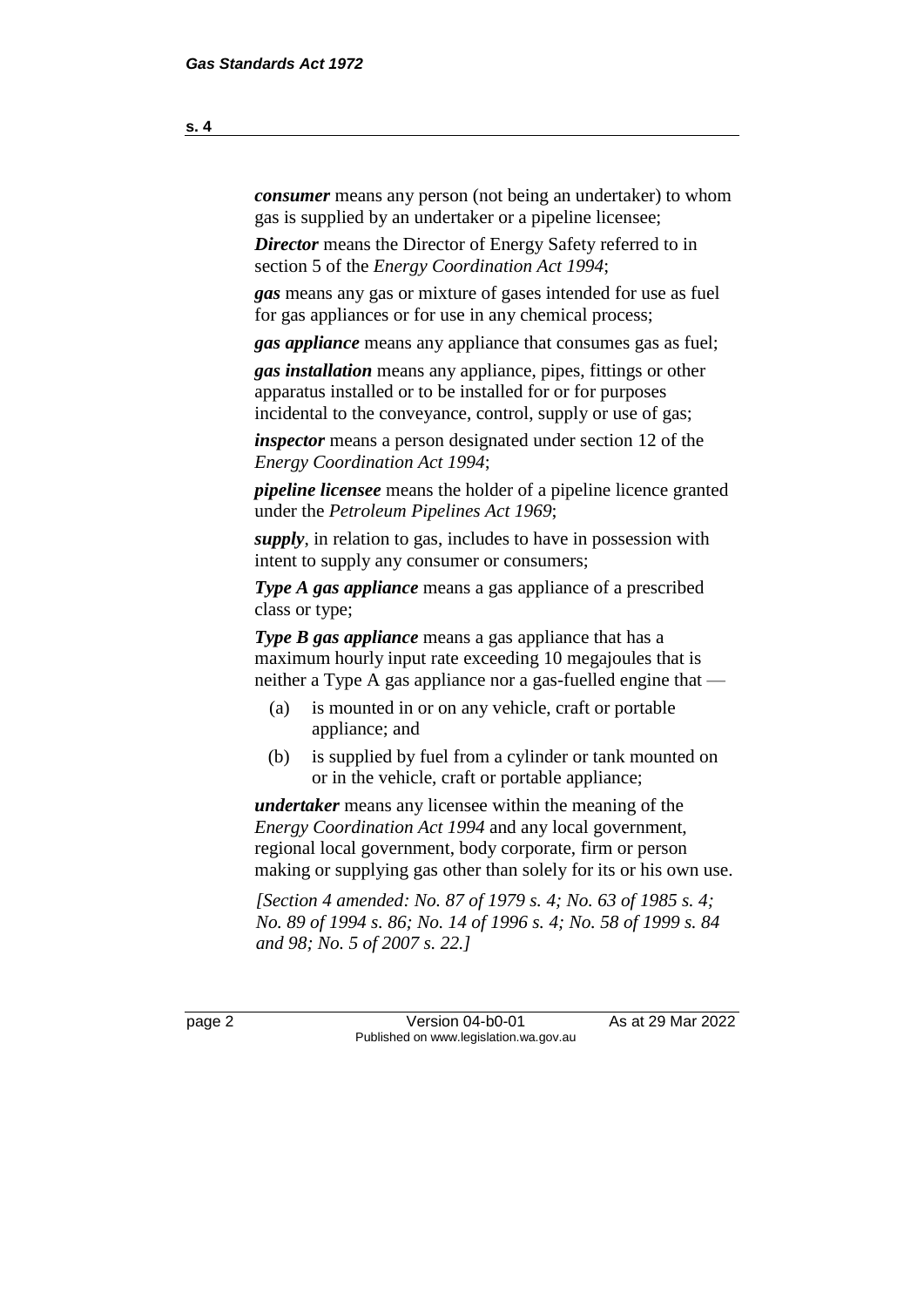***consumer*** means any person (not being an undertaker) to whom gas is supplied by an undertaker or a pipeline licensee;

***Director*** means the Director of Energy Safety referred to in section 5 of the *Energy Coordination Act 1994*;

***gas*** means any gas or mixture of gases intended for use as fuel for gas appliances or for use in any chemical process;

***gas appliance*** means any appliance that consumes gas as fuel;

***gas installation*** means any appliance, pipes, fittings or other apparatus installed or to be installed for or for purposes incidental to the conveyance, control, supply or use of gas;

***inspector*** means a person designated under section 12 of the *Energy Coordination Act 1994*;

***pipeline licensee*** means the holder of a pipeline licence granted under the *Petroleum Pipelines Act 1969*;

***supply***, in relation to gas, includes to have in possession with intent to supply any consumer or consumers;

***Type A gas appliance*** means a gas appliance of a prescribed class or type;

***Type B gas appliance*** means a gas appliance that has a maximum hourly input rate exceeding 10 megajoules that is neither a Type A gas appliance nor a gas-fuelled engine that —

(a) is mounted in or on any vehicle, craft or portable appliance; and

(b) is supplied by fuel from a cylinder or tank mounted on or in the vehicle, craft or portable appliance;

***undertaker*** means any licensee within the meaning of the *Energy Coordination Act 1994* and any local government, regional local government, body corporate, firm or person making or supplying gas other than solely for its or his own use.

*[Section 4 amended: No. 87 of 1979 s. 4; No. 63 of 1985 s. 4; No. 89 of 1994 s. 86; No. 14 of 1996 s. 4; No. 58 of 1999 s. 84 and 98; No. 5 of 2007 s. 22.]*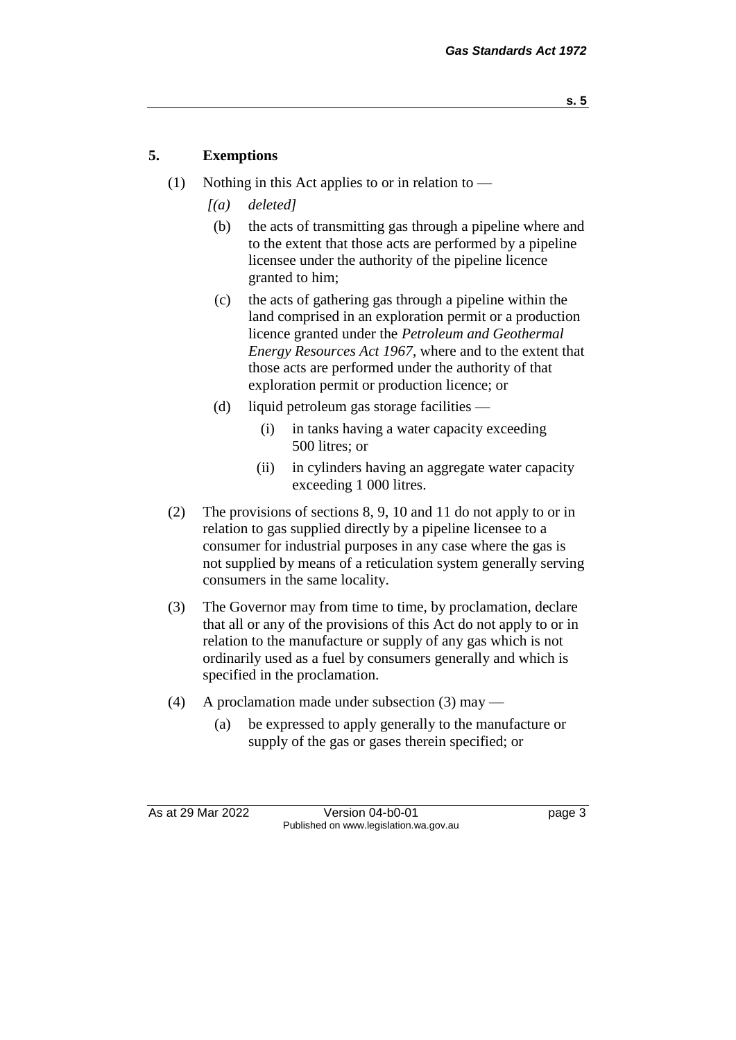## 5. Exemptions

(1) Nothing in this Act applies to or in relation to —

*[(a) deleted]*

(b) the acts of transmitting gas through a pipeline where and to the extent that those acts are performed by a pipeline licensee under the authority of the pipeline licence granted to him;

(c) the acts of gathering gas through a pipeline within the land comprised in an exploration permit or a production licence granted under the *Petroleum and Geothermal Energy Resources Act 1967*, where and to the extent that those acts are performed under the authority of that exploration permit or production licence; or

(d) liquid petroleum gas storage facilities —

(i) in tanks having a water capacity exceeding 500 litres; or

(ii) in cylinders having an aggregate water capacity exceeding 1 000 litres.

(2) The provisions of sections 8, 9, 10 and 11 do not apply to or in relation to gas supplied directly by a pipeline licensee to a consumer for industrial purposes in any case where the gas is not supplied by means of a reticulation system generally serving consumers in the same locality.

(3) The Governor may from time to time, by proclamation, declare that all or any of the provisions of this Act do not apply to or in relation to the manufacture or supply of any gas which is not ordinarily used as a fuel by consumers generally and which is specified in the proclamation.

(4) A proclamation made under subsection (3) may —

(a) be expressed to apply generally to the manufacture or supply of the gas or gases therein specified; or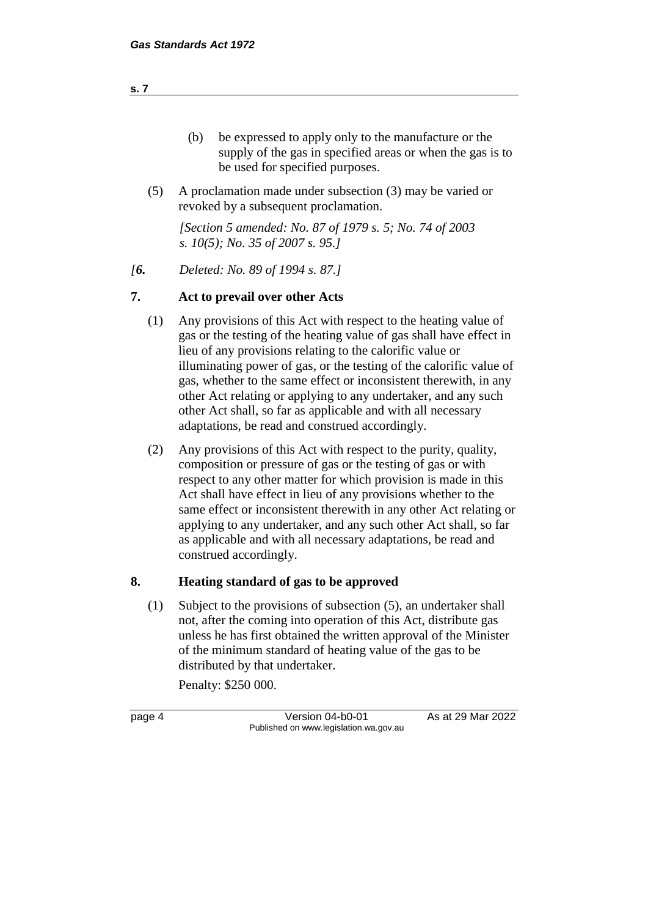(b) be expressed to apply only to the manufacture or the supply of the gas in specified areas or when the gas is to be used for specified purposes.

(5) A proclamation made under subsection (3) may be varied or revoked by a subsequent proclamation.

*[Section 5 amended: No. 87 of 1979 s. 5; No. 74 of 2003 s. 10(5); No. 35 of 2007 s. 95.]*

*[**6.** Deleted: No. 89 of 1994 s. 87.]*

## 7. Act to prevail over other Acts

(1) Any provisions of this Act with respect to the heating value of gas or the testing of the heating value of gas shall have effect in lieu of any provisions relating to the calorific value or illuminating power of gas, or the testing of the calorific value of gas, whether to the same effect or inconsistent therewith, in any other Act relating or applying to any undertaker, and any such other Act shall, so far as applicable and with all necessary adaptations, be read and construed accordingly.

(2) Any provisions of this Act with respect to the purity, quality, composition or pressure of gas or the testing of gas or with respect to any other matter for which provision is made in this Act shall have effect in lieu of any provisions whether to the same effect or inconsistent therewith in any other Act relating or applying to any undertaker, and any such other Act shall, so far as applicable and with all necessary adaptations, be read and construed accordingly.

## 8. Heating standard of gas to be approved

(1) Subject to the provisions of subsection (5), an undertaker shall not, after the coming into operation of this Act, distribute gas unless he has first obtained the written approval of the Minister of the minimum standard of heating value of the gas to be distributed by that undertaker.

Penalty: $250 000.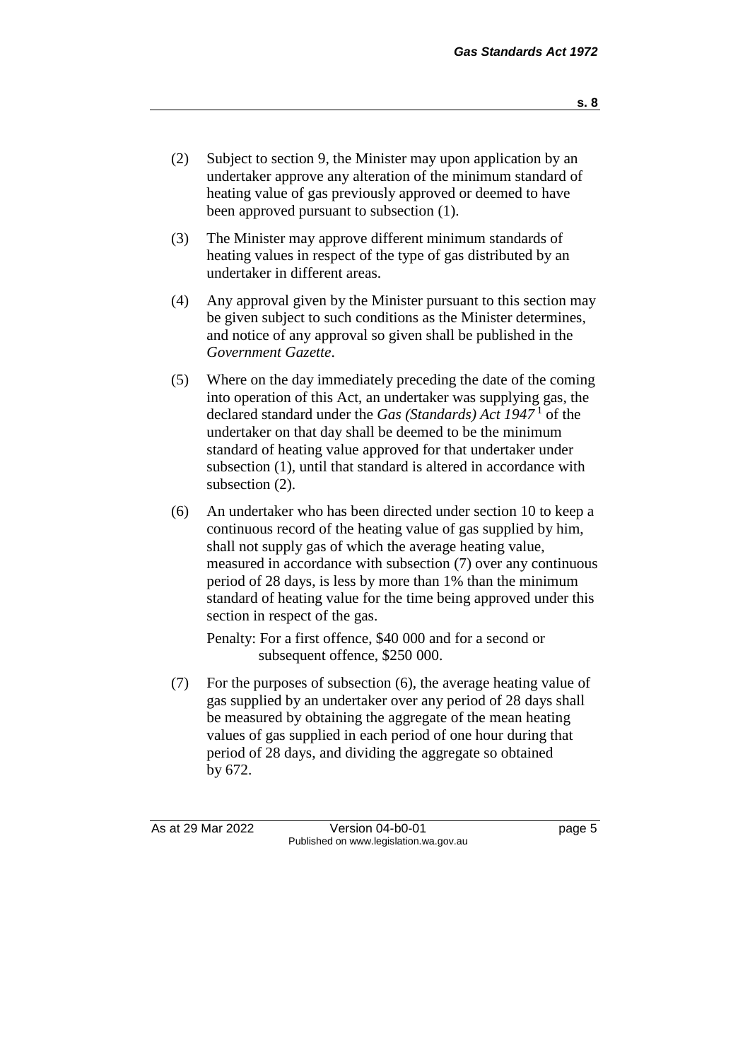(2) Subject to section 9, the Minister may upon application by an undertaker approve any alteration of the minimum standard of heating value of gas previously approved or deemed to have been approved pursuant to subsection (1).

(3) The Minister may approve different minimum standards of heating values in respect of the type of gas distributed by an undertaker in different areas.

(4) Any approval given by the Minister pursuant to this section may be given subject to such conditions as the Minister determines, and notice of any approval so given shall be published in the *Government Gazette*.

(5) Where on the day immediately preceding the date of the coming into operation of this Act, an undertaker was supplying gas, the declared standard under the *Gas (Standards) Act 1947* [1] of the undertaker on that day shall be deemed to be the minimum standard of heating value approved for that undertaker under subsection (1), until that standard is altered in accordance with subsection (2).

(6) An undertaker who has been directed under section 10 to keep a continuous record of the heating value of gas supplied by him, shall not supply gas of which the average heating value, measured in accordance with subsection (7) over any continuous period of 28 days, is less by more than 1% than the minimum standard of heating value for the time being approved under this section in respect of the gas.

Penalty: For a first offence, $40 000 and for a second or subsequent offence, $250 000.

(7) For the purposes of subsection (6), the average heating value of gas supplied by an undertaker over any period of 28 days shall be measured by obtaining the aggregate of the mean heating values of gas supplied in each period of one hour during that period of 28 days, and dividing the aggregate so obtained by 672.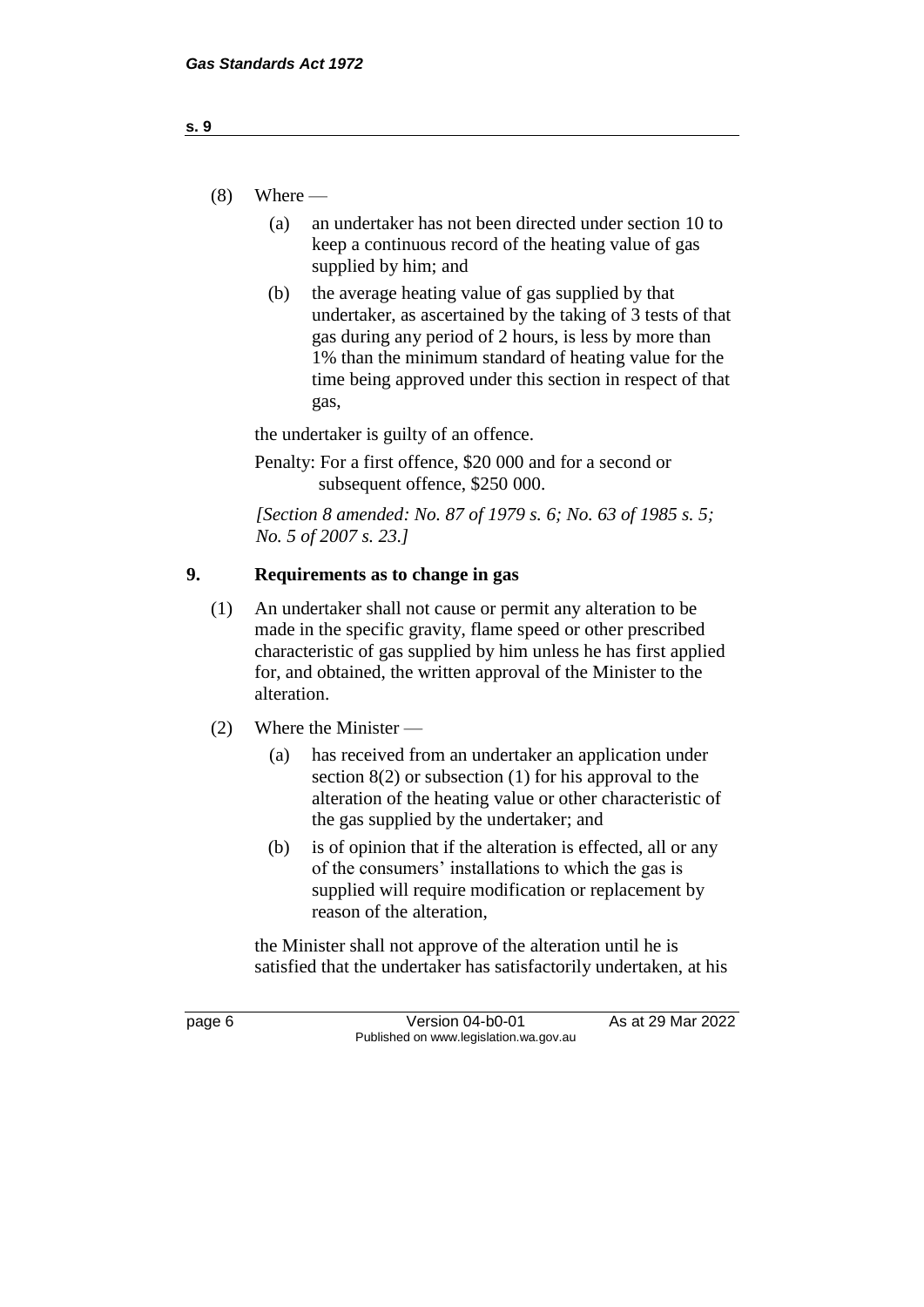(8) Where —

(a) an undertaker has not been directed under section 10 to keep a continuous record of the heating value of gas supplied by him; and

(b) the average heating value of gas supplied by that undertaker, as ascertained by the taking of 3 tests of that gas during any period of 2 hours, is less by more than 1% than the minimum standard of heating value for the time being approved under this section in respect of that gas,

the undertaker is guilty of an offence.

Penalty: For a first offence, $20 000 and for a second or subsequent offence, $250 000.

*[Section 8 amended: No. 87 of 1979 s. 6; No. 63 of 1985 s. 5; No. 5 of 2007 s. 23.]*

## 9. Requirements as to change in gas

(1) An undertaker shall not cause or permit any alteration to be made in the specific gravity, flame speed or other prescribed characteristic of gas supplied by him unless he has first applied for, and obtained, the written approval of the Minister to the alteration.

(2) Where the Minister —

(a) has received from an undertaker an application under section 8(2) or subsection (1) for his approval to the alteration of the heating value or other characteristic of the gas supplied by the undertaker; and

(b) is of opinion that if the alteration is effected, all or any of the consumers' installations to which the gas is supplied will require modification or replacement by reason of the alteration,

the Minister shall not approve of the alteration until he is satisfied that the undertaker has satisfactorily undertaken, at his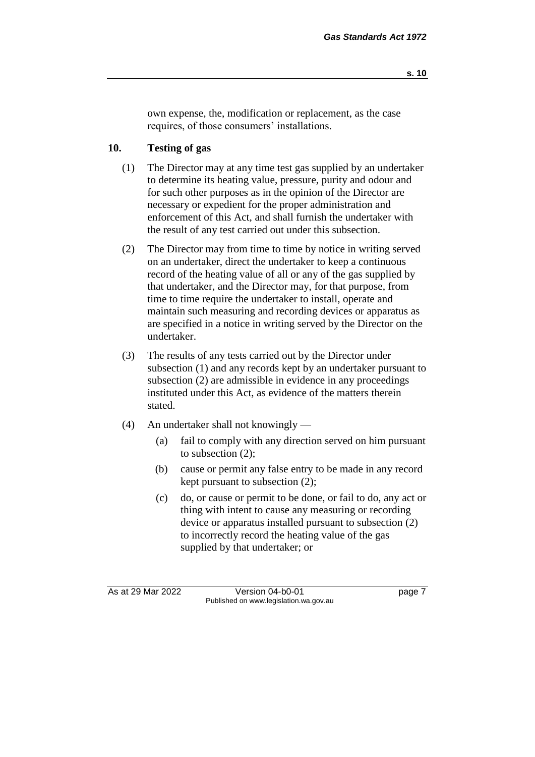own expense, the, modification or replacement, as the case requires, of those consumers' installations.

## 10. Testing of gas

(1) The Director may at any time test gas supplied by an undertaker to determine its heating value, pressure, purity and odour and for such other purposes as in the opinion of the Director are necessary or expedient for the proper administration and enforcement of this Act, and shall furnish the undertaker with the result of any test carried out under this subsection.

(2) The Director may from time to time by notice in writing served on an undertaker, direct the undertaker to keep a continuous record of the heating value of all or any of the gas supplied by that undertaker, and the Director may, for that purpose, from time to time require the undertaker to install, operate and maintain such measuring and recording devices or apparatus as are specified in a notice in writing served by the Director on the undertaker.

(3) The results of any tests carried out by the Director under subsection (1) and any records kept by an undertaker pursuant to subsection (2) are admissible in evidence in any proceedings instituted under this Act, as evidence of the matters therein stated.

(4) An undertaker shall not knowingly —

- (a) fail to comply with any direction served on him pursuant to subsection (2);
- (b) cause or permit any false entry to be made in any record kept pursuant to subsection (2);
- (c) do, or cause or permit to be done, or fail to do, any act or thing with intent to cause any measuring or recording device or apparatus installed pursuant to subsection (2) to incorrectly record the heating value of the gas supplied by that undertaker; or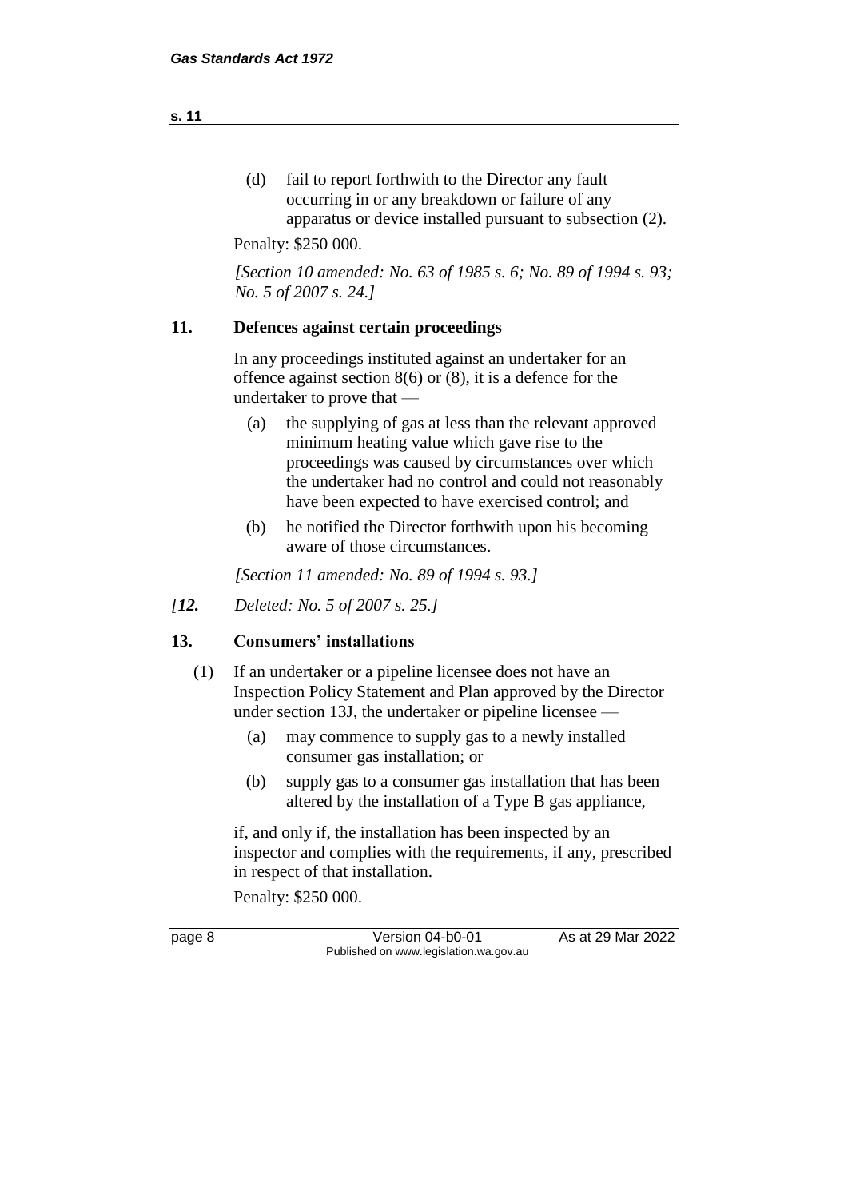(d) fail to report forthwith to the Director any fault occurring in or any breakdown or failure of any apparatus or device installed pursuant to subsection (2).

Penalty: $250 000.

*[Section 10 amended: No. 63 of 1985 s. 6; No. 89 of 1994 s. 93; No. 5 of 2007 s. 24.]*

## 11. Defences against certain proceedings

In any proceedings instituted against an undertaker for an offence against section 8(6) or (8), it is a defence for the undertaker to prove that —

(a) the supplying of gas at less than the relevant approved minimum heating value which gave rise to the proceedings was caused by circumstances over which the undertaker had no control and could not reasonably have been expected to have exercised control; and

(b) he notified the Director forthwith upon his becoming aware of those circumstances.

*[Section 11 amended: No. 89 of 1994 s. 93.]*

*[**12.** Deleted: No. 5 of 2007 s. 25.]*

## 13. Consumers' installations

(1) If an undertaker or a pipeline licensee does not have an Inspection Policy Statement and Plan approved by the Director under section 13J, the undertaker or pipeline licensee —

(a) may commence to supply gas to a newly installed consumer gas installation; or

(b) supply gas to a consumer gas installation that has been altered by the installation of a Type B gas appliance,

if, and only if, the installation has been inspected by an inspector and complies with the requirements, if any, prescribed in respect of that installation.

Penalty: $250 000.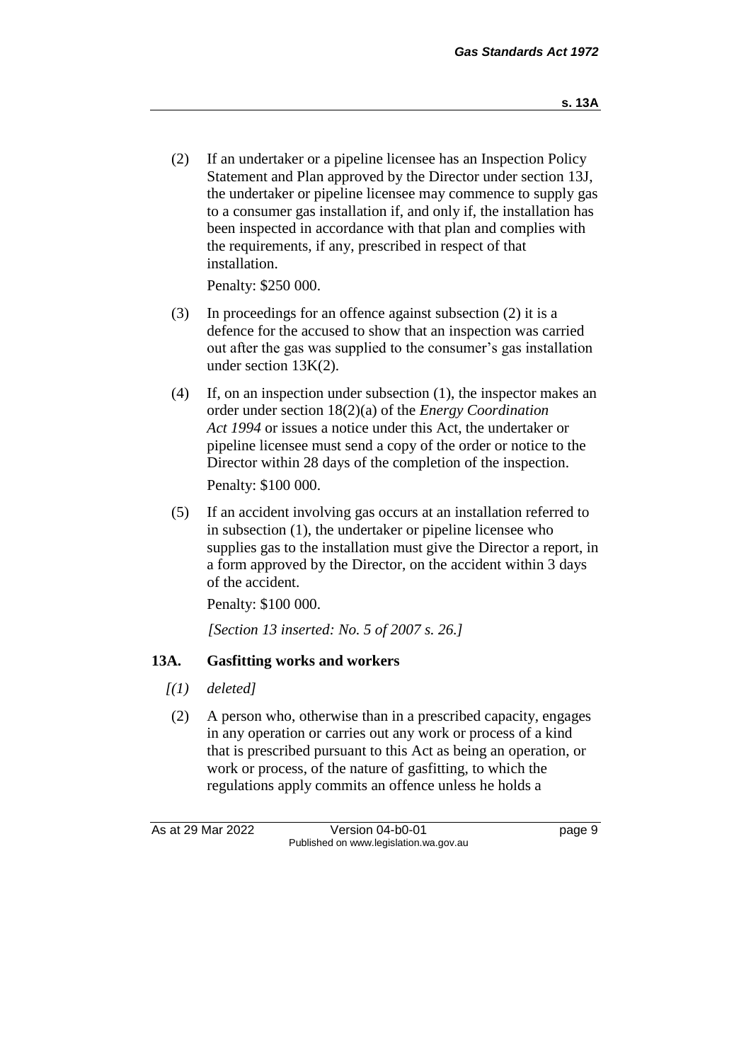(2) If an undertaker or a pipeline licensee has an Inspection Policy Statement and Plan approved by the Director under section 13J, the undertaker or pipeline licensee may commence to supply gas to a consumer gas installation if, and only if, the installation has been inspected in accordance with that plan and complies with the requirements, if any, prescribed in respect of that installation.

Penalty: $250 000.

(3) In proceedings for an offence against subsection (2) it is a defence for the accused to show that an inspection was carried out after the gas was supplied to the consumer's gas installation under section 13K(2).

(4) If, on an inspection under subsection (1), the inspector makes an order under section 18(2)(a) of the *Energy Coordination Act 1994* or issues a notice under this Act, the undertaker or pipeline licensee must send a copy of the order or notice to the Director within 28 days of the completion of the inspection.

Penalty: $100 000.

(5) If an accident involving gas occurs at an installation referred to in subsection (1), the undertaker or pipeline licensee who supplies gas to the installation must give the Director a report, in a form approved by the Director, on the accident within 3 days of the accident.

Penalty: $100 000.

*[Section 13 inserted: No. 5 of 2007 s. 26.]*

### 13A. Gasfitting works and workers

*[(1) deleted]*

(2) A person who, otherwise than in a prescribed capacity, engages in any operation or carries out any work or process of a kind that is prescribed pursuant to this Act as being an operation, or work or process, of the nature of gasfitting, to which the regulations apply commits an offence unless he holds a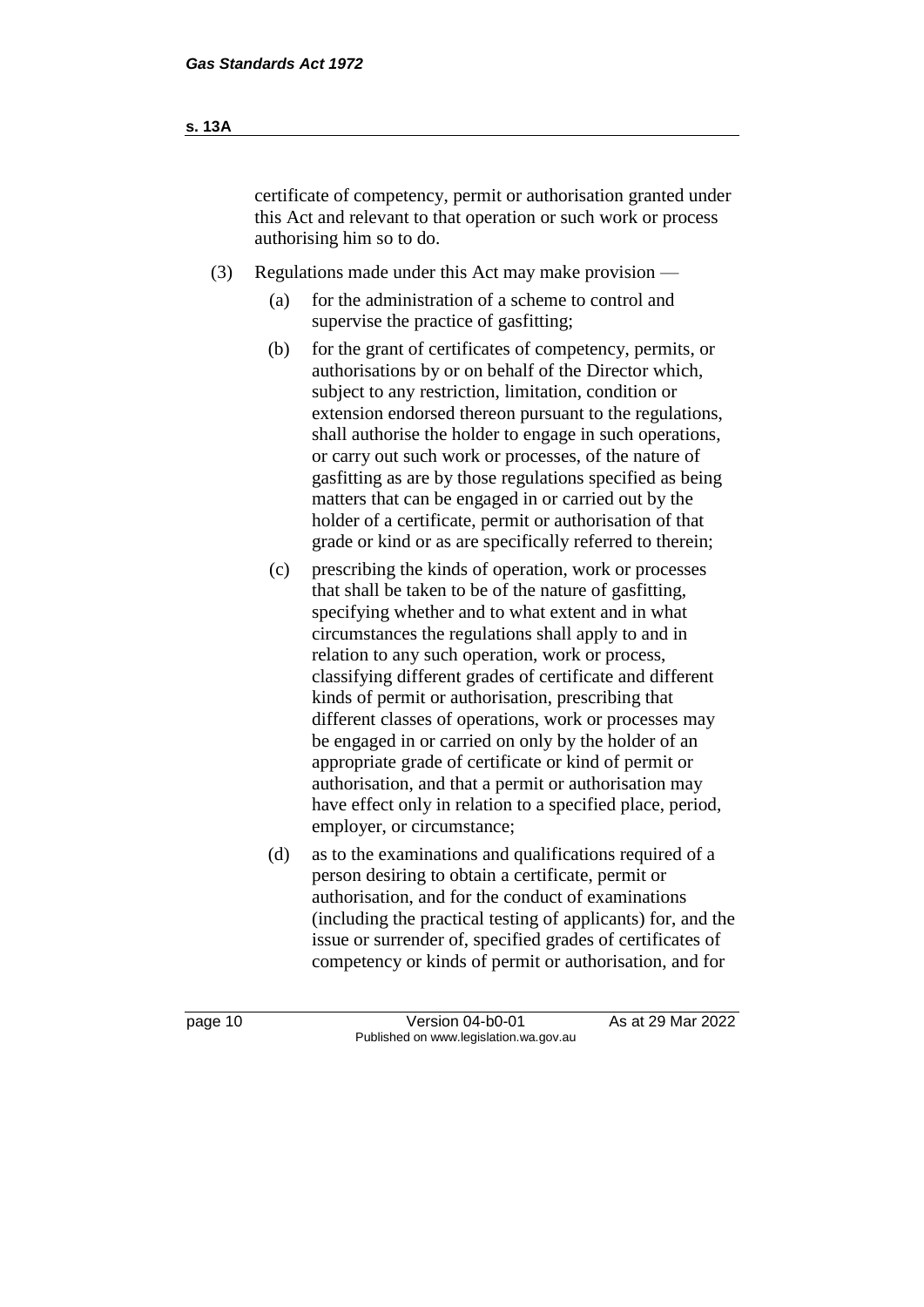certificate of competency, permit or authorisation granted under this Act and relevant to that operation or such work or process authorising him so to do.

(3) Regulations made under this Act may make provision —

(a) for the administration of a scheme to control and supervise the practice of gasfitting;

(b) for the grant of certificates of competency, permits, or authorisations by or on behalf of the Director which, subject to any restriction, limitation, condition or extension endorsed thereon pursuant to the regulations, shall authorise the holder to engage in such operations, or carry out such work or processes, of the nature of gasfitting as are by those regulations specified as being matters that can be engaged in or carried out by the holder of a certificate, permit or authorisation of that grade or kind or as are specifically referred to therein;

(c) prescribing the kinds of operation, work or processes that shall be taken to be of the nature of gasfitting, specifying whether and to what extent and in what circumstances the regulations shall apply to and in relation to any such operation, work or process, classifying different grades of certificate and different kinds of permit or authorisation, prescribing that different classes of operations, work or processes may be engaged in or carried on only by the holder of an appropriate grade of certificate or kind of permit or authorisation, and that a permit or authorisation may have effect only in relation to a specified place, period, employer, or circumstance;

(d) as to the examinations and qualifications required of a person desiring to obtain a certificate, permit or authorisation, and for the conduct of examinations (including the practical testing of applicants) for, and the issue or surrender of, specified grades of certificates of competency or kinds of permit or authorisation, and for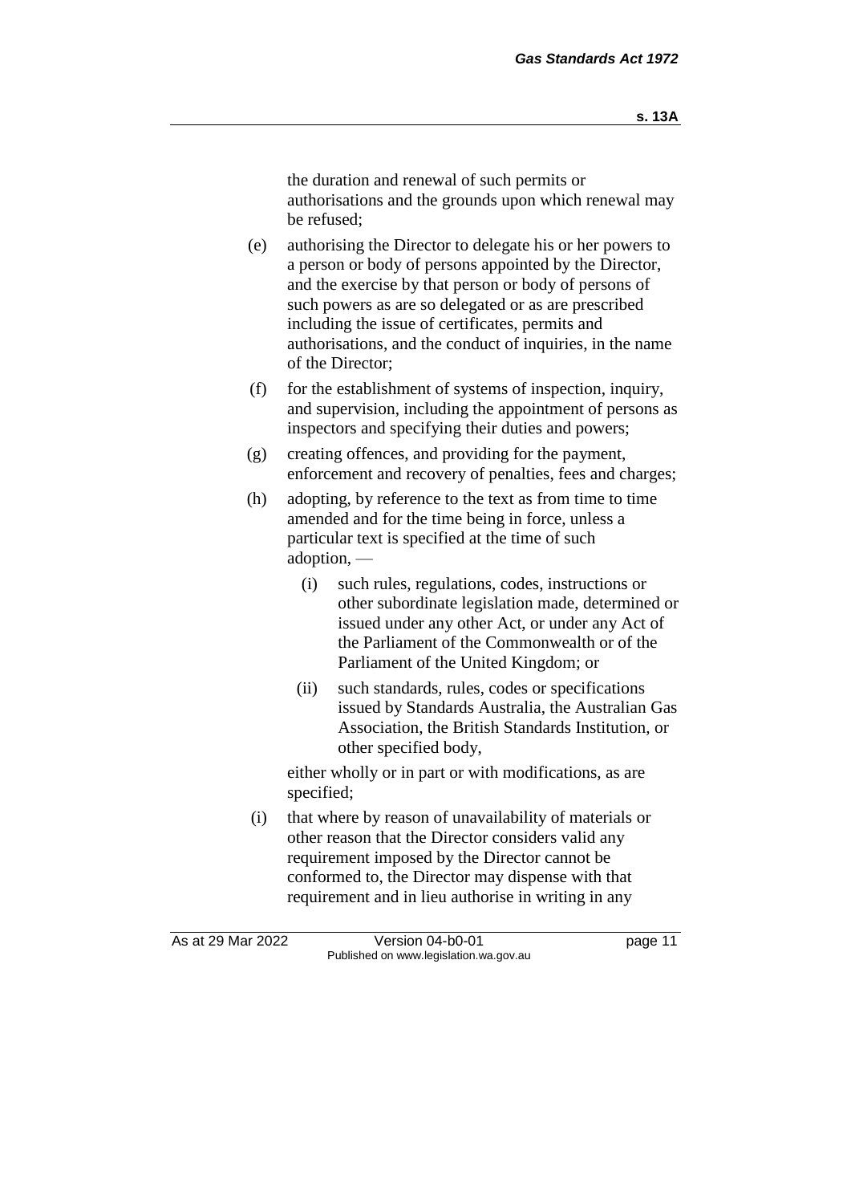the duration and renewal of such permits or authorisations and the grounds upon which renewal may be refused;

(e) authorising the Director to delegate his or her powers to a person or body of persons appointed by the Director, and the exercise by that person or body of persons of such powers as are so delegated or as are prescribed including the issue of certificates, permits and authorisations, and the conduct of inquiries, in the name of the Director;

(f) for the establishment of systems of inspection, inquiry, and supervision, including the appointment of persons as inspectors and specifying their duties and powers;

(g) creating offences, and providing for the payment, enforcement and recovery of penalties, fees and charges;

(h) adopting, by reference to the text as from time to time amended and for the time being in force, unless a particular text is specified at the time of such adoption, —

  (i) such rules, regulations, codes, instructions or other subordinate legislation made, determined or issued under any other Act, or under any Act of the Parliament of the Commonwealth or of the Parliament of the United Kingdom; or

  (ii) such standards, rules, codes or specifications issued by Standards Australia, the Australian Gas Association, the British Standards Institution, or other specified body,

either wholly or in part or with modifications, as are specified;

(i) that where by reason of unavailability of materials or other reason that the Director considers valid any requirement imposed by the Director cannot be conformed to, the Director may dispense with that requirement and in lieu authorise in writing in any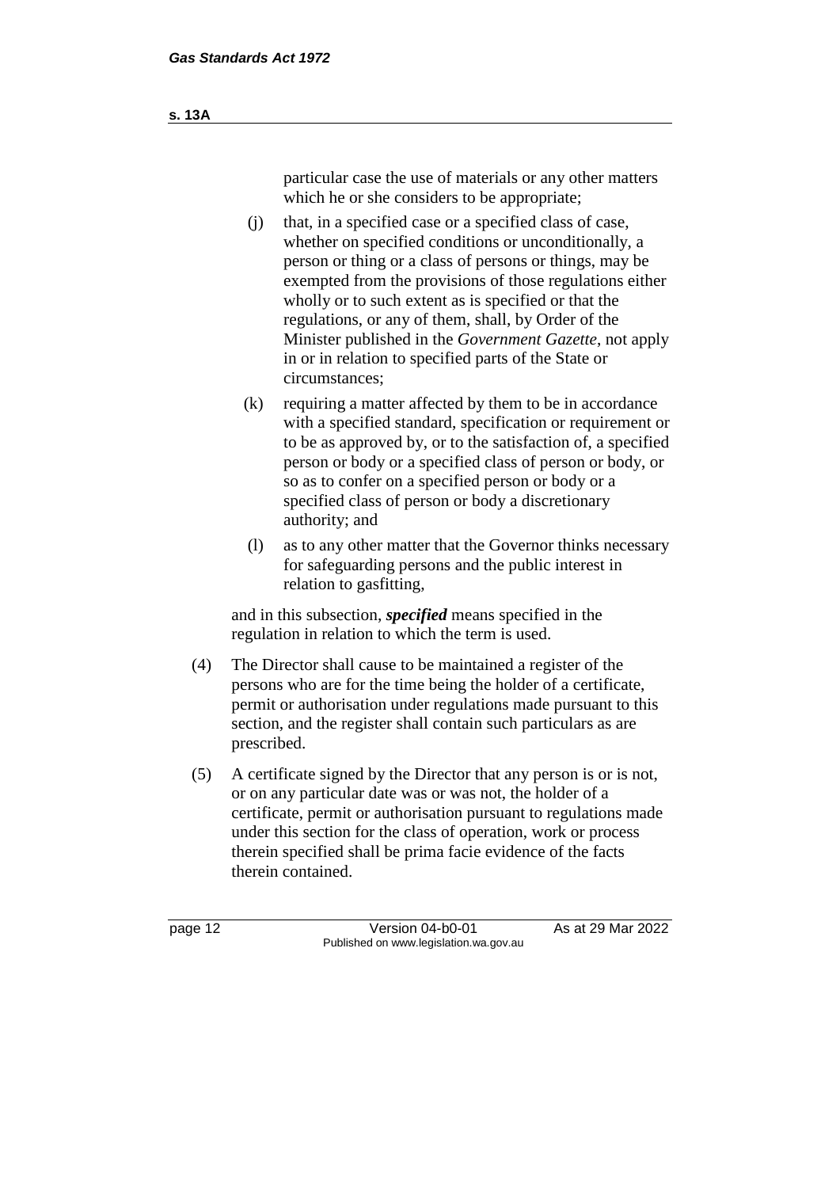particular case the use of materials or any other matters which he or she considers to be appropriate;

(j) that, in a specified case or a specified class of case, whether on specified conditions or unconditionally, a person or thing or a class of persons or things, may be exempted from the provisions of those regulations either wholly or to such extent as is specified or that the regulations, or any of them, shall, by Order of the Minister published in the *Government Gazette*, not apply in or in relation to specified parts of the State or circumstances;

(k) requiring a matter affected by them to be in accordance with a specified standard, specification or requirement or to be as approved by, or to the satisfaction of, a specified person or body or a specified class of person or body, or so as to confer on a specified person or body or a specified class of person or body a discretionary authority; and

(l) as to any other matter that the Governor thinks necessary for safeguarding persons and the public interest in relation to gasfitting,

and in this subsection, ***specified*** means specified in the regulation in relation to which the term is used.

(4) The Director shall cause to be maintained a register of the persons who are for the time being the holder of a certificate, permit or authorisation under regulations made pursuant to this section, and the register shall contain such particulars as are prescribed.

(5) A certificate signed by the Director that any person is or is not, or on any particular date was or was not, the holder of a certificate, permit or authorisation pursuant to regulations made under this section for the class of operation, work or process therein specified shall be prima facie evidence of the facts therein contained.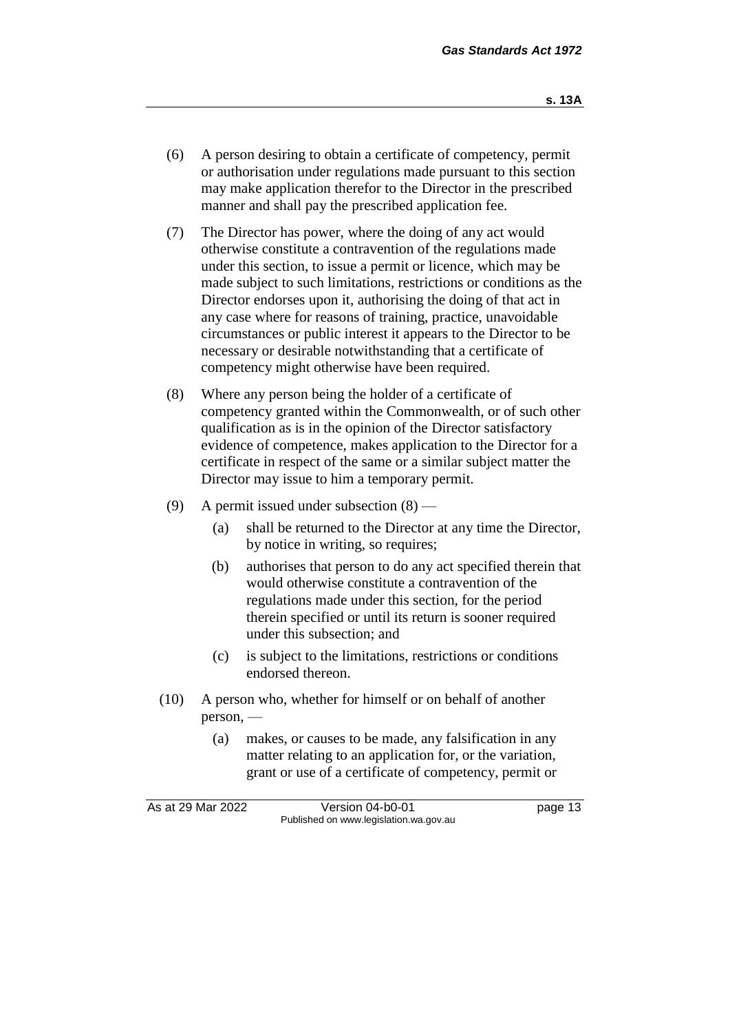(6) A person desiring to obtain a certificate of competency, permit or authorisation under regulations made pursuant to this section may make application therefor to the Director in the prescribed manner and shall pay the prescribed application fee.

(7) The Director has power, where the doing of any act would otherwise constitute a contravention of the regulations made under this section, to issue a permit or licence, which may be made subject to such limitations, restrictions or conditions as the Director endorses upon it, authorising the doing of that act in any case where for reasons of training, practice, unavoidable circumstances or public interest it appears to the Director to be necessary or desirable notwithstanding that a certificate of competency might otherwise have been required.

(8) Where any person being the holder of a certificate of competency granted within the Commonwealth, or of such other qualification as is in the opinion of the Director satisfactory evidence of competence, makes application to the Director for a certificate in respect of the same or a similar subject matter the Director may issue to him a temporary permit.

(9) A permit issued under subsection (8) —

- (a) shall be returned to the Director at any time the Director, by notice in writing, so requires;
- (b) authorises that person to do any act specified therein that would otherwise constitute a contravention of the regulations made under this section, for the period therein specified or until its return is sooner required under this subsection; and
- (c) is subject to the limitations, restrictions or conditions endorsed thereon.

(10) A person who, whether for himself or on behalf of another person, —

- (a) makes, or causes to be made, any falsification in any matter relating to an application for, or the variation, grant or use of a certificate of competency, permit or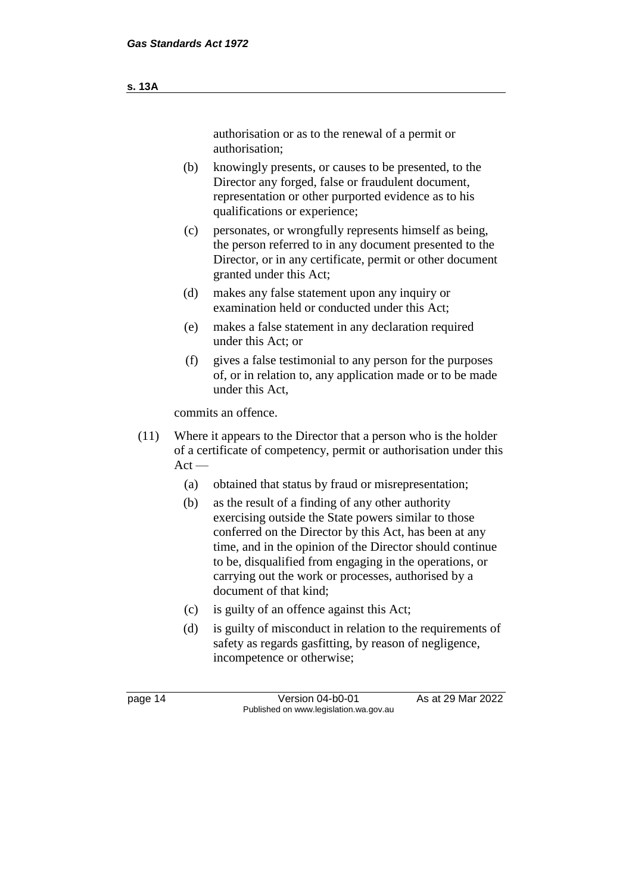authorisation or as to the renewal of a permit or authorisation;

(b) knowingly presents, or causes to be presented, to the Director any forged, false or fraudulent document, representation or other purported evidence as to his qualifications or experience;

(c) personates, or wrongfully represents himself as being, the person referred to in any document presented to the Director, or in any certificate, permit or other document granted under this Act;

(d) makes any false statement upon any inquiry or examination held or conducted under this Act;

(e) makes a false statement in any declaration required under this Act; or

(f) gives a false testimonial to any person for the purposes of, or in relation to, any application made or to be made under this Act,

commits an offence.

(11) Where it appears to the Director that a person who is the holder of a certificate of competency, permit or authorisation under this Act —

(a) obtained that status by fraud or misrepresentation;

(b) as the result of a finding of any other authority exercising outside the State powers similar to those conferred on the Director by this Act, has been at any time, and in the opinion of the Director should continue to be, disqualified from engaging in the operations, or carrying out the work or processes, authorised by a document of that kind;

(c) is guilty of an offence against this Act;

(d) is guilty of misconduct in relation to the requirements of safety as regards gasfitting, by reason of negligence, incompetence or otherwise;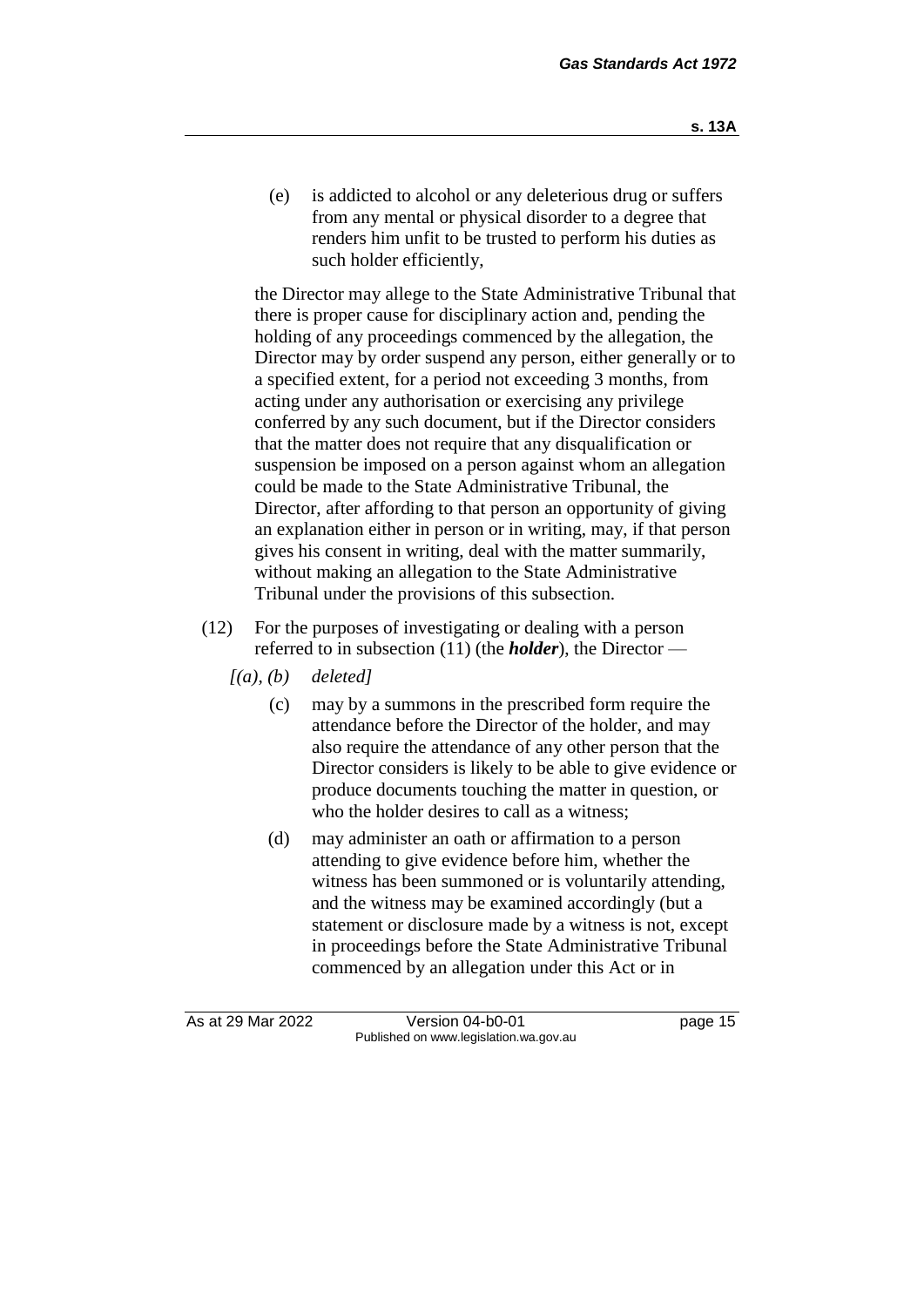(e) is addicted to alcohol or any deleterious drug or suffers from any mental or physical disorder to a degree that renders him unfit to be trusted to perform his duties as such holder efficiently,

the Director may allege to the State Administrative Tribunal that there is proper cause for disciplinary action and, pending the holding of any proceedings commenced by the allegation, the Director may by order suspend any person, either generally or to a specified extent, for a period not exceeding 3 months, from acting under any authorisation or exercising any privilege conferred by any such document, but if the Director considers that the matter does not require that any disqualification or suspension be imposed on a person against whom an allegation could be made to the State Administrative Tribunal, the Director, after affording to that person an opportunity of giving an explanation either in person or in writing, may, if that person gives his consent in writing, deal with the matter summarily, without making an allegation to the State Administrative Tribunal under the provisions of this subsection.

(12) For the purposes of investigating or dealing with a person referred to in subsection (11) (the ***holder***), the Director —

*[(a), (b) deleted]*

(c) may by a summons in the prescribed form require the attendance before the Director of the holder, and may also require the attendance of any other person that the Director considers is likely to be able to give evidence or produce documents touching the matter in question, or who the holder desires to call as a witness;

(d) may administer an oath or affirmation to a person attending to give evidence before him, whether the witness has been summoned or is voluntarily attending, and the witness may be examined accordingly (but a statement or disclosure made by a witness is not, except in proceedings before the State Administrative Tribunal commenced by an allegation under this Act or in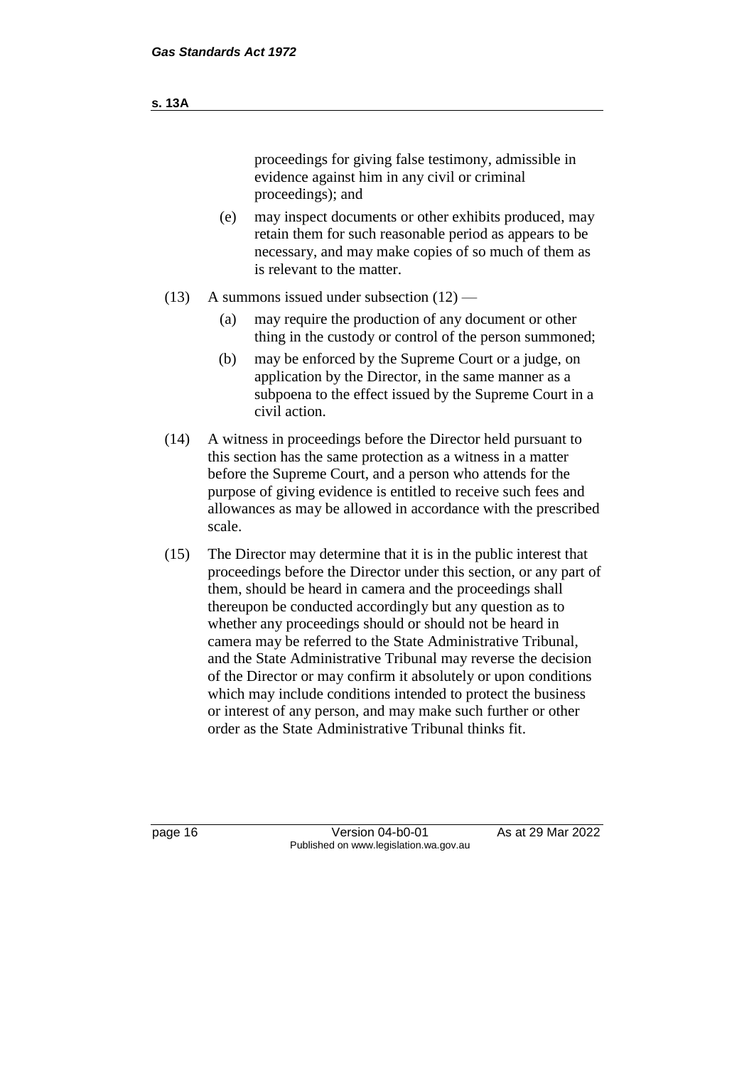proceedings for giving false testimony, admissible in evidence against him in any civil or criminal proceedings); and

(e) may inspect documents or other exhibits produced, may retain them for such reasonable period as appears to be necessary, and may make copies of so much of them as is relevant to the matter.

(13) A summons issued under subsection (12) —

(a) may require the production of any document or other thing in the custody or control of the person summoned;

(b) may be enforced by the Supreme Court or a judge, on application by the Director, in the same manner as a subpoena to the effect issued by the Supreme Court in a civil action.

(14) A witness in proceedings before the Director held pursuant to this section has the same protection as a witness in a matter before the Supreme Court, and a person who attends for the purpose of giving evidence is entitled to receive such fees and allowances as may be allowed in accordance with the prescribed scale.

(15) The Director may determine that it is in the public interest that proceedings before the Director under this section, or any part of them, should be heard in camera and the proceedings shall thereupon be conducted accordingly but any question as to whether any proceedings should or should not be heard in camera may be referred to the State Administrative Tribunal, and the State Administrative Tribunal may reverse the decision of the Director or may confirm it absolutely or upon conditions which may include conditions intended to protect the business or interest of any person, and may make such further or other order as the State Administrative Tribunal thinks fit.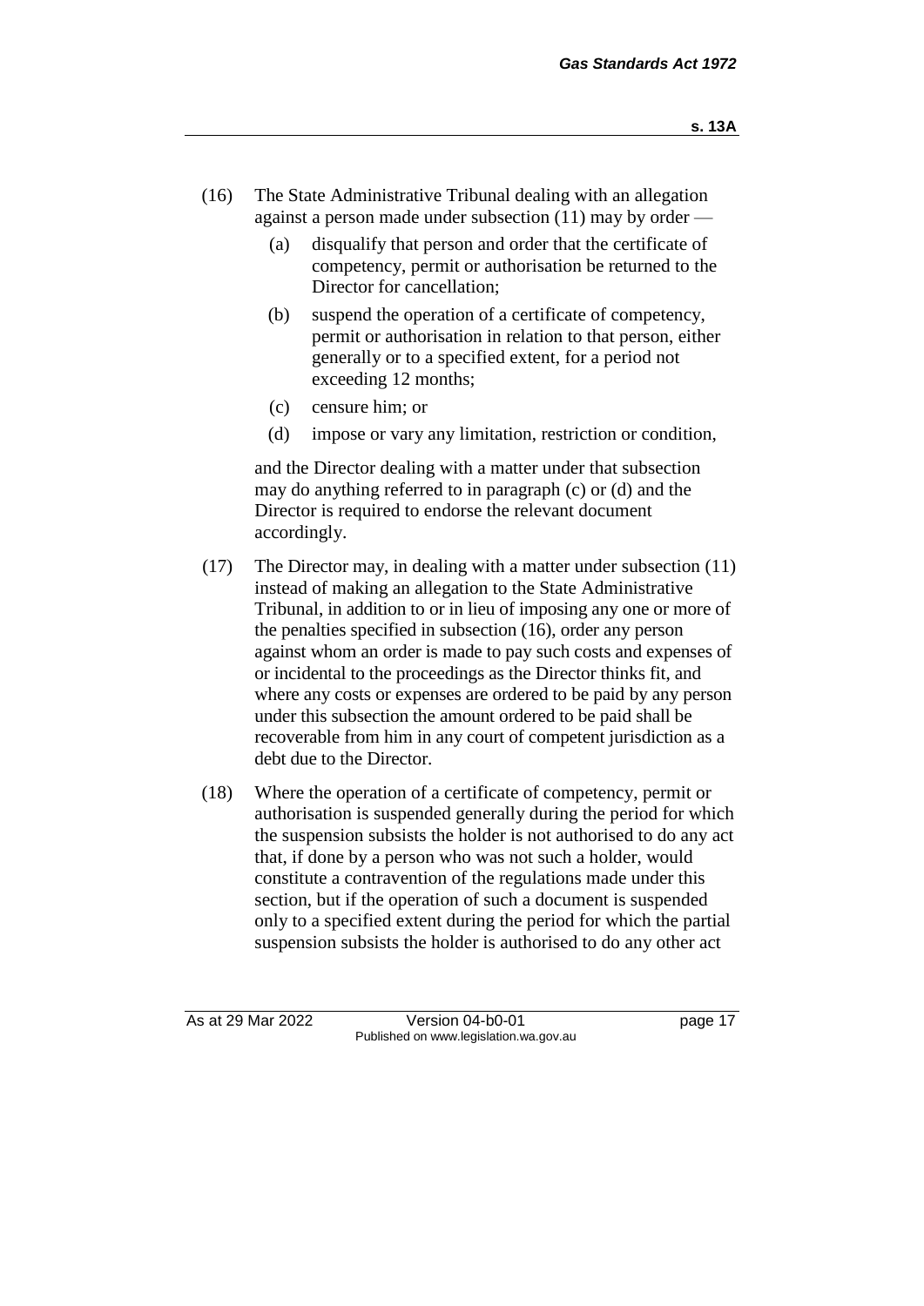(16) The State Administrative Tribunal dealing with an allegation against a person made under subsection (11) may by order —

   (a) disqualify that person and order that the certificate of competency, permit or authorisation be returned to the Director for cancellation;

   (b) suspend the operation of a certificate of competency, permit or authorisation in relation to that person, either generally or to a specified extent, for a period not exceeding 12 months;

   (c) censure him; or

   (d) impose or vary any limitation, restriction or condition,

   and the Director dealing with a matter under that subsection may do anything referred to in paragraph (c) or (d) and the Director is required to endorse the relevant document accordingly.

(17) The Director may, in dealing with a matter under subsection (11) instead of making an allegation to the State Administrative Tribunal, in addition to or in lieu of imposing any one or more of the penalties specified in subsection (16), order any person against whom an order is made to pay such costs and expenses of or incidental to the proceedings as the Director thinks fit, and where any costs or expenses are ordered to be paid by any person under this subsection the amount ordered to be paid shall be recoverable from him in any court of competent jurisdiction as a debt due to the Director.

(18) Where the operation of a certificate of competency, permit or authorisation is suspended generally during the period for which the suspension subsists the holder is not authorised to do any act that, if done by a person who was not such a holder, would constitute a contravention of the regulations made under this section, but if the operation of such a document is suspended only to a specified extent during the period for which the partial suspension subsists the holder is authorised to do any other act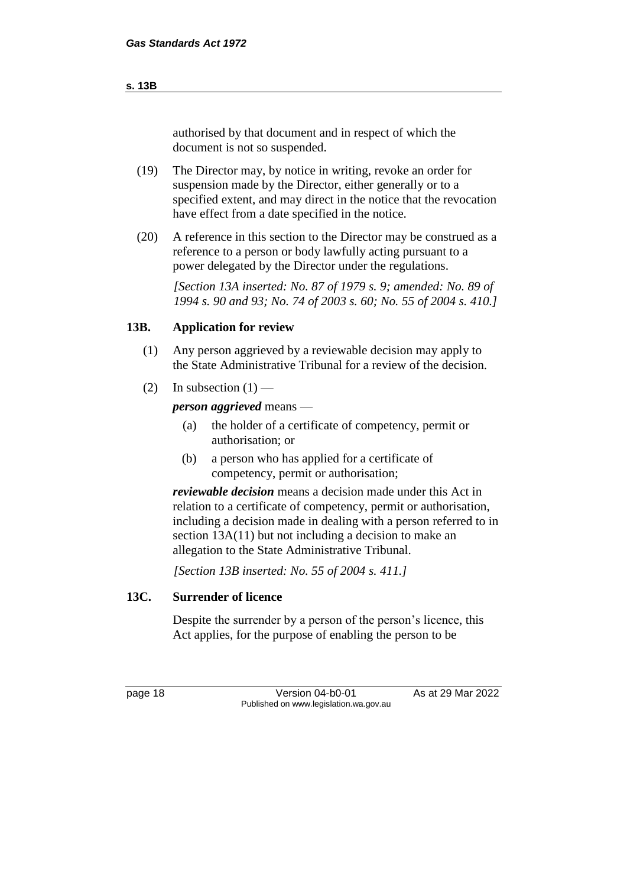authorised by that document and in respect of which the document is not so suspended.

(19) The Director may, by notice in writing, revoke an order for suspension made by the Director, either generally or to a specified extent, and may direct in the notice that the revocation have effect from a date specified in the notice.

(20) A reference in this section to the Director may be construed as a reference to a person or body lawfully acting pursuant to a power delegated by the Director under the regulations.

*[Section 13A inserted: No. 87 of 1979 s. 9; amended: No. 89 of 1994 s. 90 and 93; No. 74 of 2003 s. 60; No. 55 of 2004 s. 410.]*

### 13B. Application for review

(1) Any person aggrieved by a reviewable decision may apply to the State Administrative Tribunal for a review of the decision.

(2) In subsection (1) —

***person aggrieved*** means —

(a) the holder of a certificate of competency, permit or authorisation; or

(b) a person who has applied for a certificate of competency, permit or authorisation;

***reviewable decision*** means a decision made under this Act in relation to a certificate of competency, permit or authorisation, including a decision made in dealing with a person referred to in section 13A(11) but not including a decision to make an allegation to the State Administrative Tribunal.

*[Section 13B inserted: No. 55 of 2004 s. 411.]*

### 13C. Surrender of licence

Despite the surrender by a person of the person's licence, this Act applies, for the purpose of enabling the person to be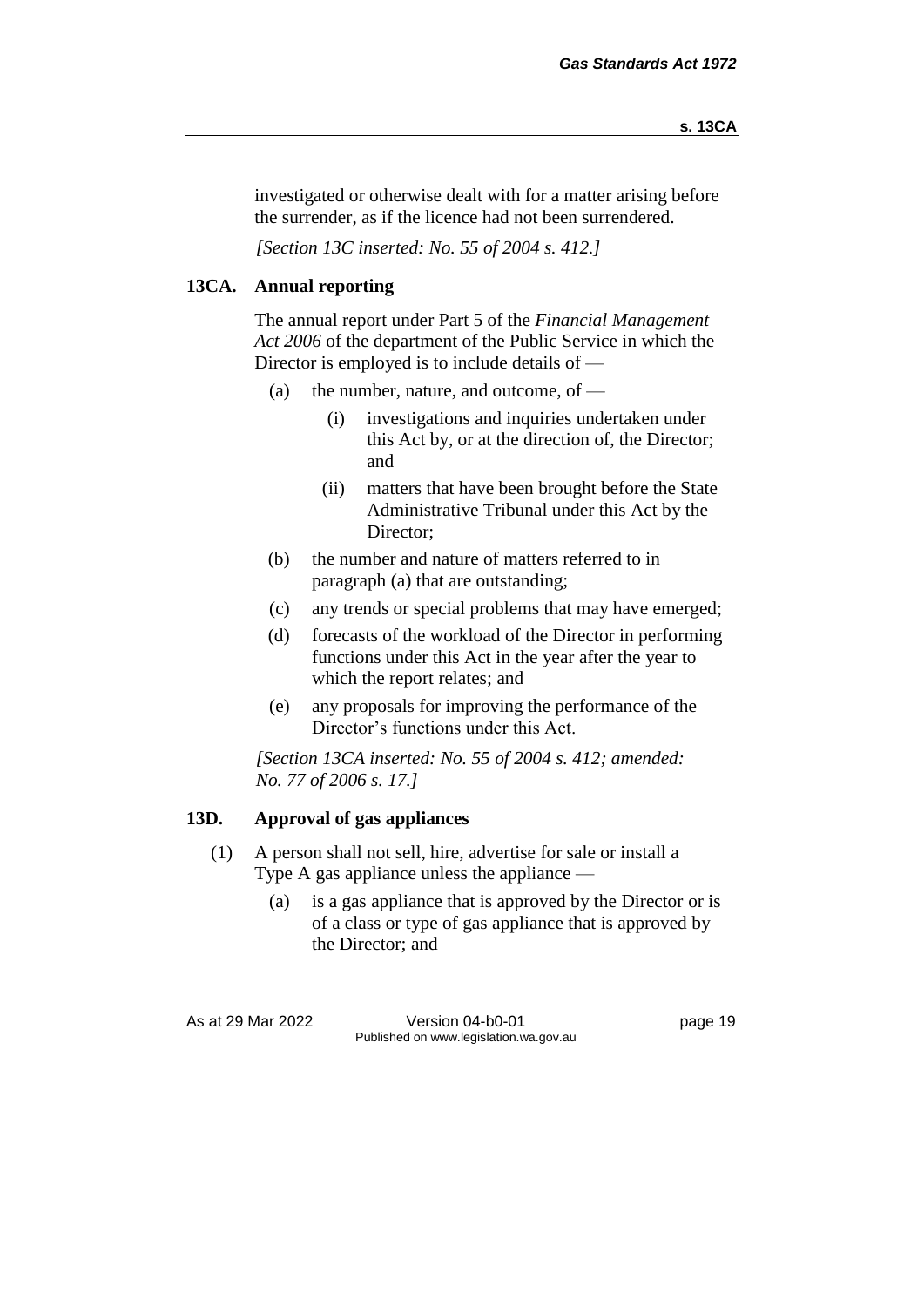investigated or otherwise dealt with for a matter arising before the surrender, as if the licence had not been surrendered.

*[Section 13C inserted: No. 55 of 2004 s. 412.]*

### 13CA. Annual reporting

The annual report under Part 5 of the *Financial Management Act 2006* of the department of the Public Service in which the Director is employed is to include details of —

- (a) the number, nature, and outcome, of —
  - (i) investigations and inquiries undertaken under this Act by, or at the direction of, the Director; and
  - (ii) matters that have been brought before the State Administrative Tribunal under this Act by the Director;
- (b) the number and nature of matters referred to in paragraph (a) that are outstanding;
- (c) any trends or special problems that may have emerged;
- (d) forecasts of the workload of the Director in performing functions under this Act in the year after the year to which the report relates; and
- (e) any proposals for improving the performance of the Director's functions under this Act.

*[Section 13CA inserted: No. 55 of 2004 s. 412; amended: No. 77 of 2006 s. 17.]*

### 13D. Approval of gas appliances

(1) A person shall not sell, hire, advertise for sale or install a Type A gas appliance unless the appliance —

- (a) is a gas appliance that is approved by the Director or is of a class or type of gas appliance that is approved by the Director; and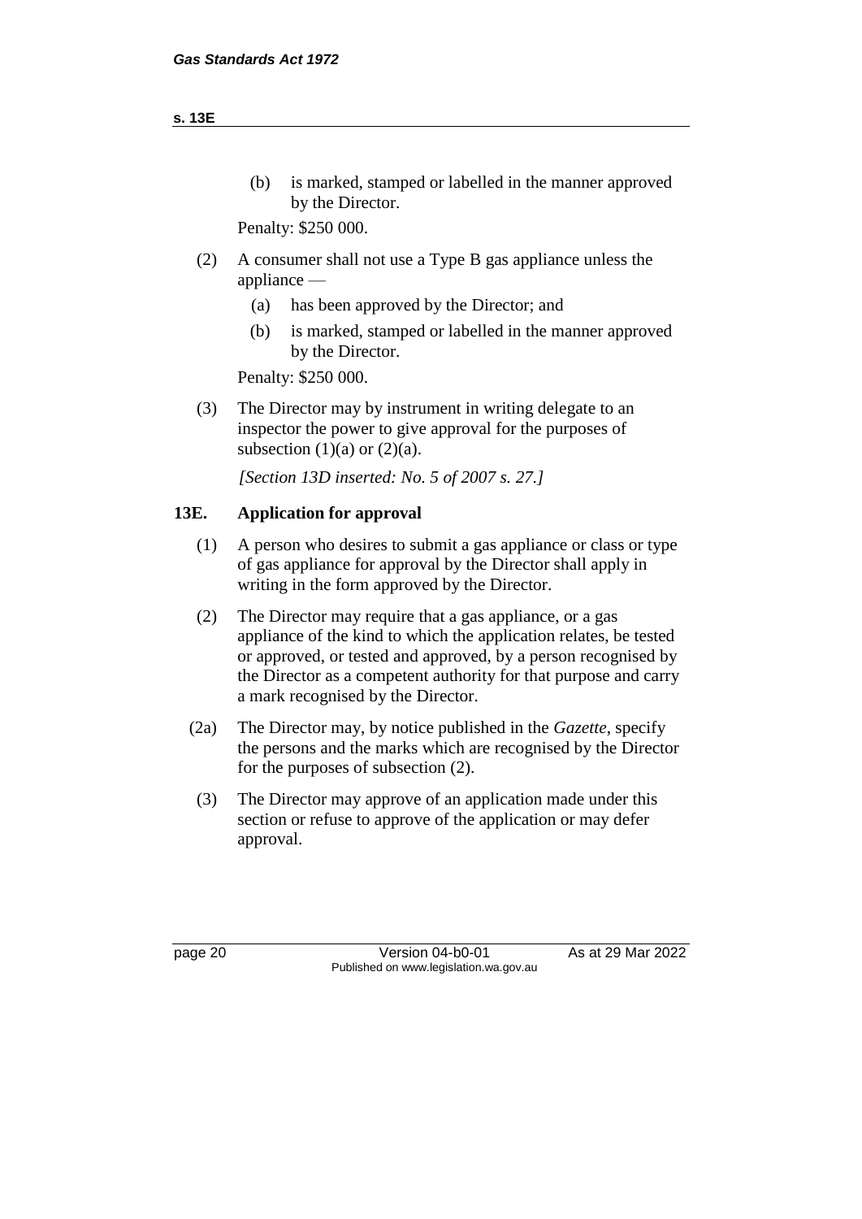(b) is marked, stamped or labelled in the manner approved by the Director.

Penalty: $250 000.

(2) A consumer shall not use a Type B gas appliance unless the appliance —

(a) has been approved by the Director; and

(b) is marked, stamped or labelled in the manner approved by the Director.

Penalty: $250 000.

(3) The Director may by instrument in writing delegate to an inspector the power to give approval for the purposes of subsection (1)(a) or (2)(a).

*[Section 13D inserted: No. 5 of 2007 s. 27.]*

## 13E. Application for approval

(1) A person who desires to submit a gas appliance or class or type of gas appliance for approval by the Director shall apply in writing in the form approved by the Director.

(2) The Director may require that a gas appliance, or a gas appliance of the kind to which the application relates, be tested or approved, or tested and approved, by a person recognised by the Director as a competent authority for that purpose and carry a mark recognised by the Director.

(2a) The Director may, by notice published in the *Gazette*, specify the persons and the marks which are recognised by the Director for the purposes of subsection (2).

(3) The Director may approve of an application made under this section or refuse to approve of the application or may defer approval.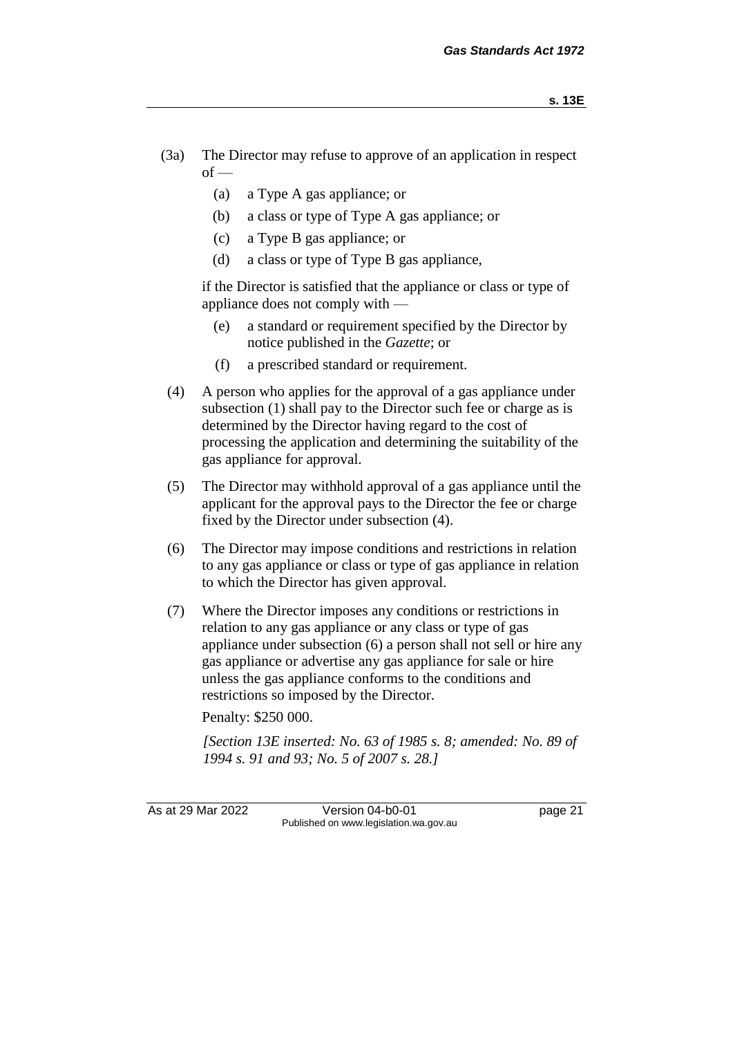(3a) The Director may refuse to approve of an application in respect of —

  (a) a Type A gas appliance; or

  (b) a class or type of Type A gas appliance; or

  (c) a Type B gas appliance; or

  (d) a class or type of Type B gas appliance,

  if the Director is satisfied that the appliance or class or type of appliance does not comply with —

  (e) a standard or requirement specified by the Director by notice published in the *Gazette*; or

  (f) a prescribed standard or requirement.

(4) A person who applies for the approval of a gas appliance under subsection (1) shall pay to the Director such fee or charge as is determined by the Director having regard to the cost of processing the application and determining the suitability of the gas appliance for approval.

(5) The Director may withhold approval of a gas appliance until the applicant for the approval pays to the Director the fee or charge fixed by the Director under subsection (4).

(6) The Director may impose conditions and restrictions in relation to any gas appliance or class or type of gas appliance in relation to which the Director has given approval.

(7) Where the Director imposes any conditions or restrictions in relation to any gas appliance or any class or type of gas appliance under subsection (6) a person shall not sell or hire any gas appliance or advertise any gas appliance for sale or hire unless the gas appliance conforms to the conditions and restrictions so imposed by the Director.

  Penalty: $250 000.

  *[Section 13E inserted: No. 63 of 1985 s. 8; amended: No. 89 of 1994 s. 91 and 93; No. 5 of 2007 s. 28.]*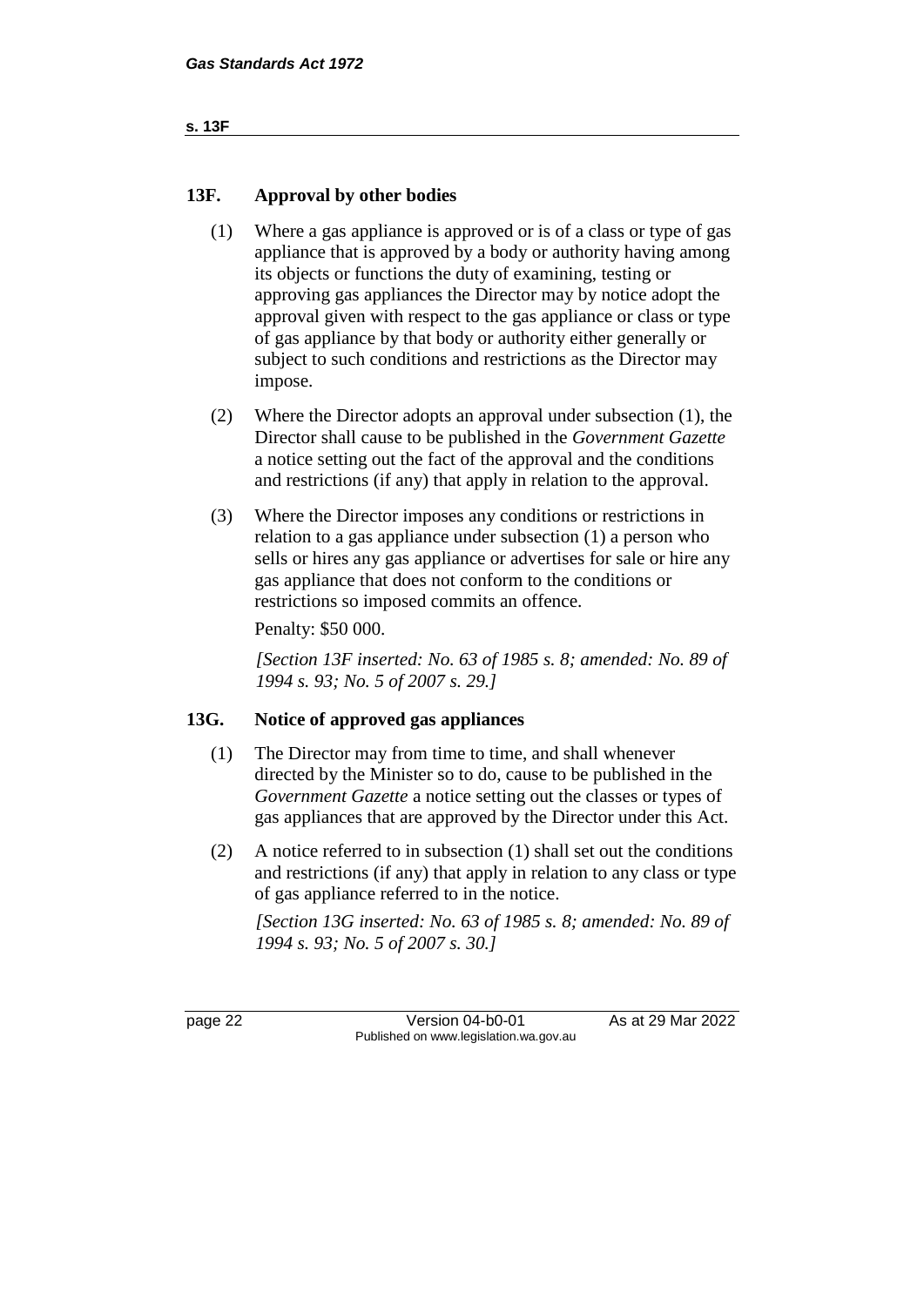## 13F. Approval by other bodies

(1) Where a gas appliance is approved or is of a class or type of gas appliance that is approved by a body or authority having among its objects or functions the duty of examining, testing or approving gas appliances the Director may by notice adopt the approval given with respect to the gas appliance or class or type of gas appliance by that body or authority either generally or subject to such conditions and restrictions as the Director may impose.

(2) Where the Director adopts an approval under subsection (1), the Director shall cause to be published in the *Government Gazette* a notice setting out the fact of the approval and the conditions and restrictions (if any) that apply in relation to the approval.

(3) Where the Director imposes any conditions or restrictions in relation to a gas appliance under subsection (1) a person who sells or hires any gas appliance or advertises for sale or hire any gas appliance that does not conform to the conditions or restrictions so imposed commits an offence.

Penalty: $50 000.

*[Section 13F inserted: No. 63 of 1985 s. 8; amended: No. 89 of 1994 s. 93; No. 5 of 2007 s. 29.]*

## 13G. Notice of approved gas appliances

(1) The Director may from time to time, and shall whenever directed by the Minister so to do, cause to be published in the *Government Gazette* a notice setting out the classes or types of gas appliances that are approved by the Director under this Act.

(2) A notice referred to in subsection (1) shall set out the conditions and restrictions (if any) that apply in relation to any class or type of gas appliance referred to in the notice.

*[Section 13G inserted: No. 63 of 1985 s. 8; amended: No. 89 of 1994 s. 93; No. 5 of 2007 s. 30.]*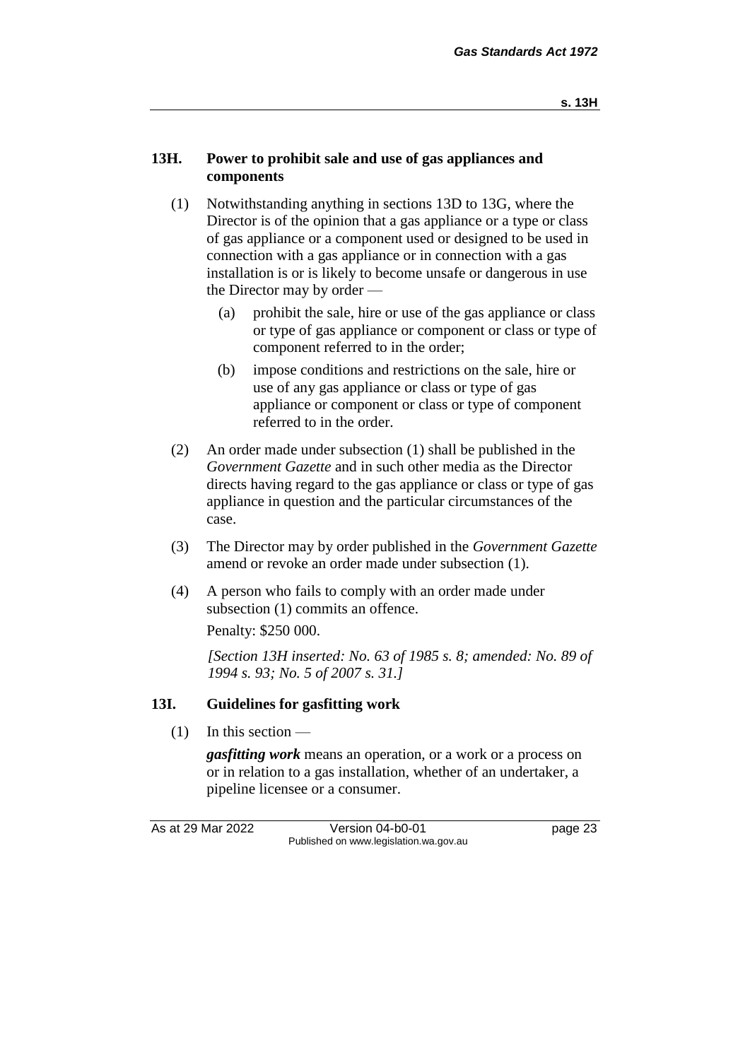## 13H. Power to prohibit sale and use of gas appliances and components

(1) Notwithstanding anything in sections 13D to 13G, where the Director is of the opinion that a gas appliance or a type or class of gas appliance or a component used or designed to be used in connection with a gas appliance or in connection with a gas installation is or is likely to become unsafe or dangerous in use the Director may by order —

(a) prohibit the sale, hire or use of the gas appliance or class or type of gas appliance or component or class or type of component referred to in the order;

(b) impose conditions and restrictions on the sale, hire or use of any gas appliance or class or type of gas appliance or component or class or type of component referred to in the order.

(2) An order made under subsection (1) shall be published in the *Government Gazette* and in such other media as the Director directs having regard to the gas appliance or class or type of gas appliance in question and the particular circumstances of the case.

(3) The Director may by order published in the *Government Gazette* amend or revoke an order made under subsection (1).

(4) A person who fails to comply with an order made under subsection (1) commits an offence.

Penalty: $250 000.

*[Section 13H inserted: No. 63 of 1985 s. 8; amended: No. 89 of 1994 s. 93; No. 5 of 2007 s. 31.]*

## 13I. Guidelines for gasfitting work

(1) In this section —

***gasfitting work*** means an operation, or a work or a process on or in relation to a gas installation, whether of an undertaker, a pipeline licensee or a consumer.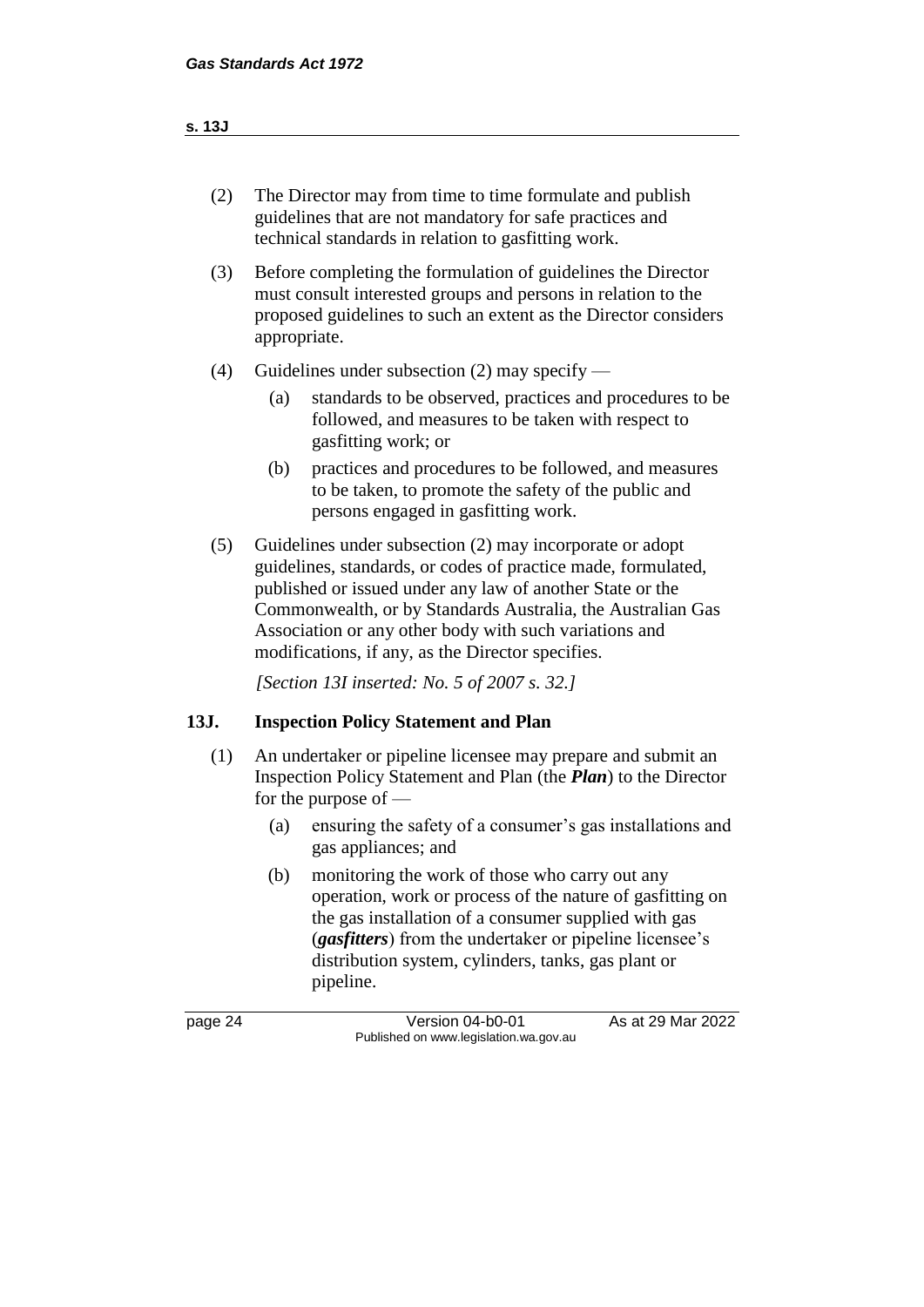(2) The Director may from time to time formulate and publish guidelines that are not mandatory for safe practices and technical standards in relation to gasfitting work.

(3) Before completing the formulation of guidelines the Director must consult interested groups and persons in relation to the proposed guidelines to such an extent as the Director considers appropriate.

(4) Guidelines under subsection (2) may specify —

  (a) standards to be observed, practices and procedures to be followed, and measures to be taken with respect to gasfitting work; or

  (b) practices and procedures to be followed, and measures to be taken, to promote the safety of the public and persons engaged in gasfitting work.

(5) Guidelines under subsection (2) may incorporate or adopt guidelines, standards, or codes of practice made, formulated, published or issued under any law of another State or the Commonwealth, or by Standards Australia, the Australian Gas Association or any other body with such variations and modifications, if any, as the Director specifies.

*[Section 13I inserted: No. 5 of 2007 s. 32.]*

### 13J. Inspection Policy Statement and Plan

(1) An undertaker or pipeline licensee may prepare and submit an Inspection Policy Statement and Plan (the ***Plan***) to the Director for the purpose of —

  (a) ensuring the safety of a consumer's gas installations and gas appliances; and

  (b) monitoring the work of those who carry out any operation, work or process of the nature of gasfitting on the gas installation of a consumer supplied with gas (***gasfitters***) from the undertaker or pipeline licensee's distribution system, cylinders, tanks, gas plant or pipeline.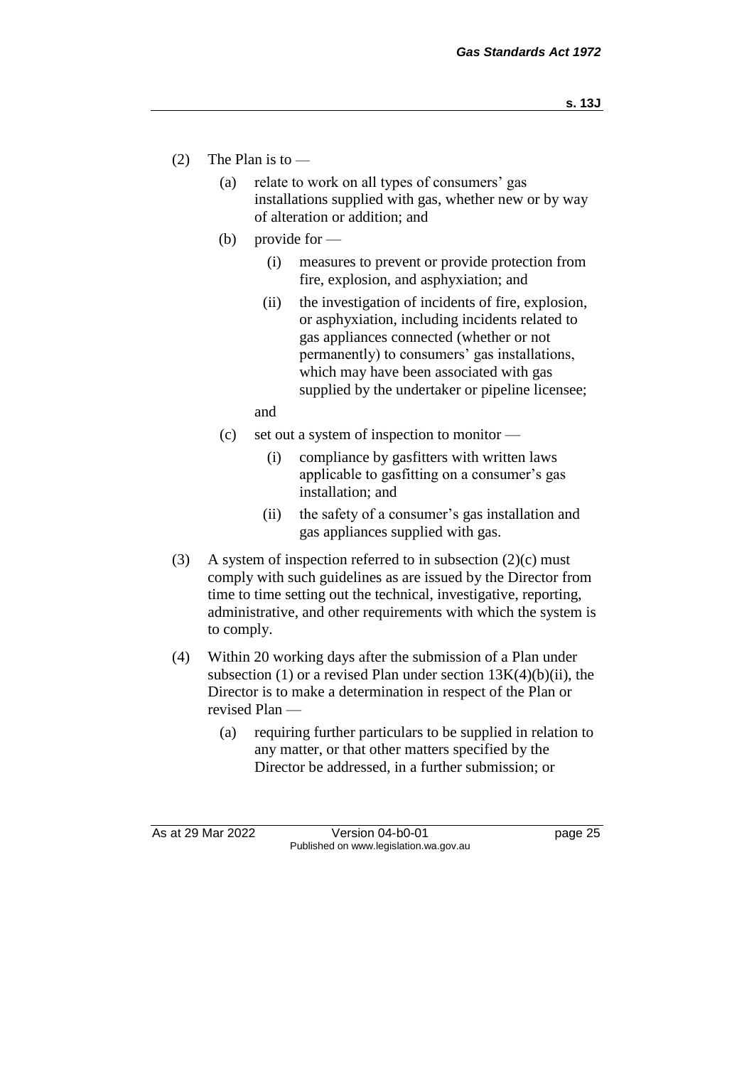(2) The Plan is to —

   (a) relate to work on all types of consumers' gas installations supplied with gas, whether new or by way of alteration or addition; and

   (b) provide for —

      (i) measures to prevent or provide protection from fire, explosion, and asphyxiation; and

      (ii) the investigation of incidents of fire, explosion, or asphyxiation, including incidents related to gas appliances connected (whether or not permanently) to consumers' gas installations, which may have been associated with gas supplied by the undertaker or pipeline licensee;

   and

   (c) set out a system of inspection to monitor —

      (i) compliance by gasfitters with written laws applicable to gasfitting on a consumer's gas installation; and

      (ii) the safety of a consumer's gas installation and gas appliances supplied with gas.

(3) A system of inspection referred to in subsection (2)(c) must comply with such guidelines as are issued by the Director from time to time setting out the technical, investigative, reporting, administrative, and other requirements with which the system is to comply.

(4) Within 20 working days after the submission of a Plan under subsection (1) or a revised Plan under section 13K(4)(b)(ii), the Director is to make a determination in respect of the Plan or revised Plan —

   (a) requiring further particulars to be supplied in relation to any matter, or that other matters specified by the Director be addressed, in a further submission; or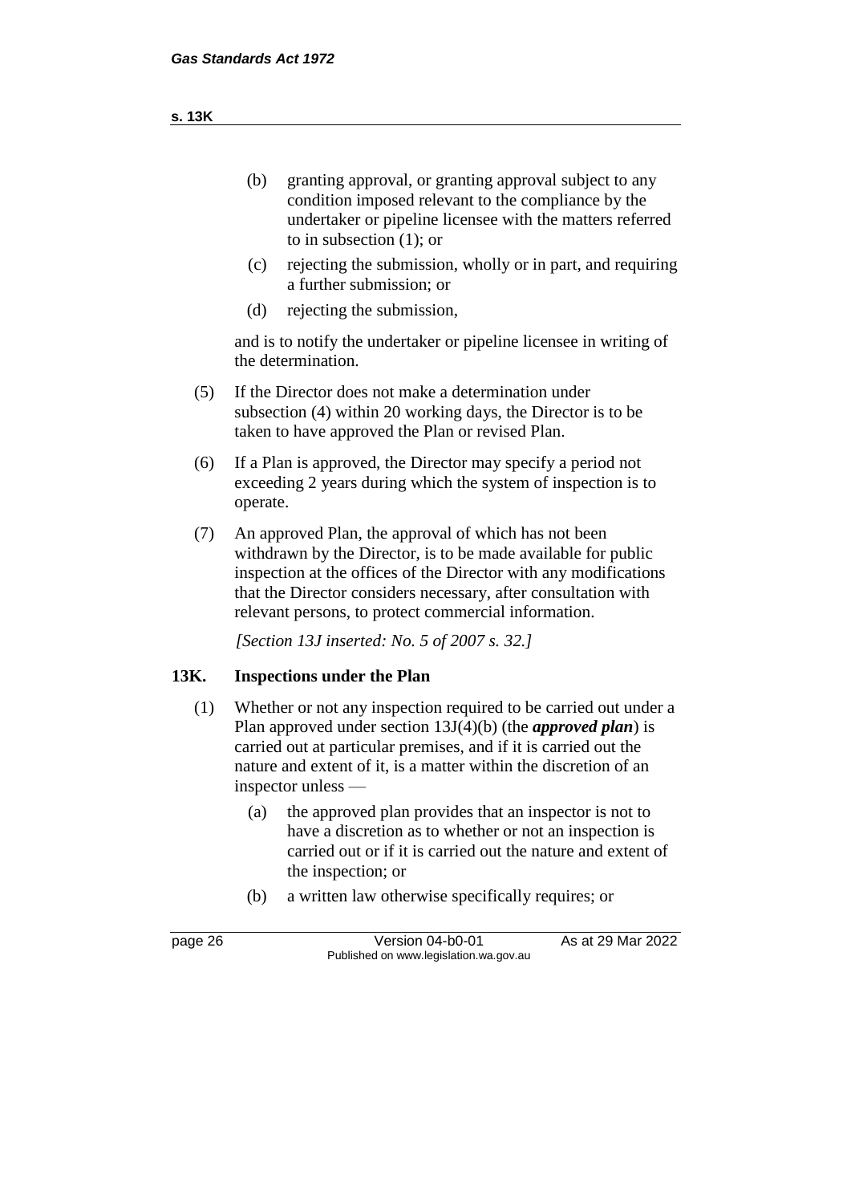(b) granting approval, or granting approval subject to any condition imposed relevant to the compliance by the undertaker or pipeline licensee with the matters referred to in subsection (1); or

(c) rejecting the submission, wholly or in part, and requiring a further submission; or

(d) rejecting the submission,

and is to notify the undertaker or pipeline licensee in writing of the determination.

(5) If the Director does not make a determination under subsection (4) within 20 working days, the Director is to be taken to have approved the Plan or revised Plan.

(6) If a Plan is approved, the Director may specify a period not exceeding 2 years during which the system of inspection is to operate.

(7) An approved Plan, the approval of which has not been withdrawn by the Director, is to be made available for public inspection at the offices of the Director with any modifications that the Director considers necessary, after consultation with relevant persons, to protect commercial information.

*[Section 13J inserted: No. 5 of 2007 s. 32.]*

## 13K. Inspections under the Plan

(1) Whether or not any inspection required to be carried out under a Plan approved under section 13J(4)(b) (the ***approved plan***) is carried out at particular premises, and if it is carried out the nature and extent of it, is a matter within the discretion of an inspector unless —

(a) the approved plan provides that an inspector is not to have a discretion as to whether or not an inspection is carried out or if it is carried out the nature and extent of the inspection; or

(b) a written law otherwise specifically requires; or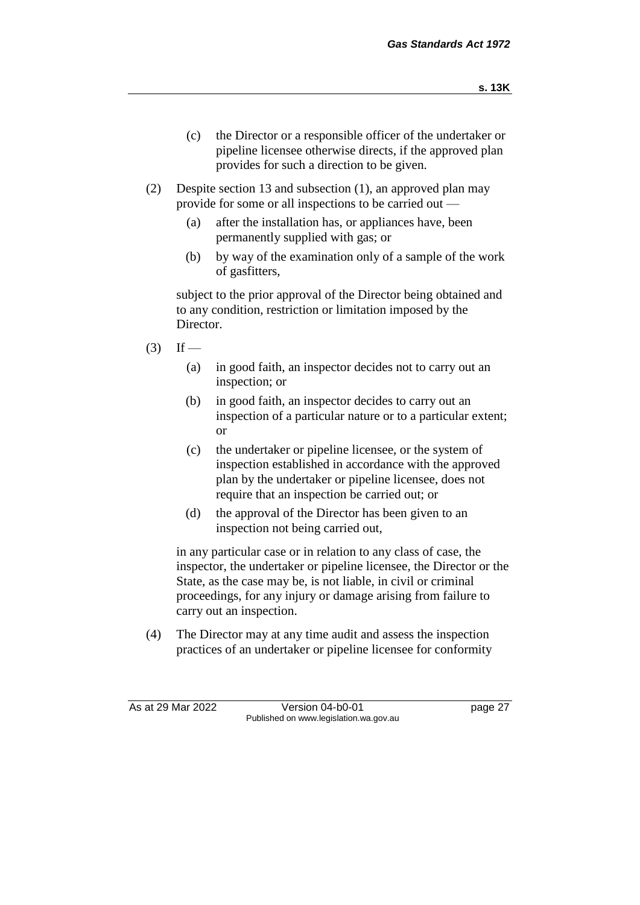(c) the Director or a responsible officer of the undertaker or pipeline licensee otherwise directs, if the approved plan provides for such a direction to be given.

(2) Despite section 13 and subsection (1), an approved plan may provide for some or all inspections to be carried out —

(a) after the installation has, or appliances have, been permanently supplied with gas; or

(b) by way of the examination only of a sample of the work of gasfitters,

subject to the prior approval of the Director being obtained and to any condition, restriction or limitation imposed by the Director.

(3) If —

(a) in good faith, an inspector decides not to carry out an inspection; or

(b) in good faith, an inspector decides to carry out an inspection of a particular nature or to a particular extent; or

(c) the undertaker or pipeline licensee, or the system of inspection established in accordance with the approved plan by the undertaker or pipeline licensee, does not require that an inspection be carried out; or

(d) the approval of the Director has been given to an inspection not being carried out,

in any particular case or in relation to any class of case, the inspector, the undertaker or pipeline licensee, the Director or the State, as the case may be, is not liable, in civil or criminal proceedings, for any injury or damage arising from failure to carry out an inspection.

(4) The Director may at any time audit and assess the inspection practices of an undertaker or pipeline licensee for conformity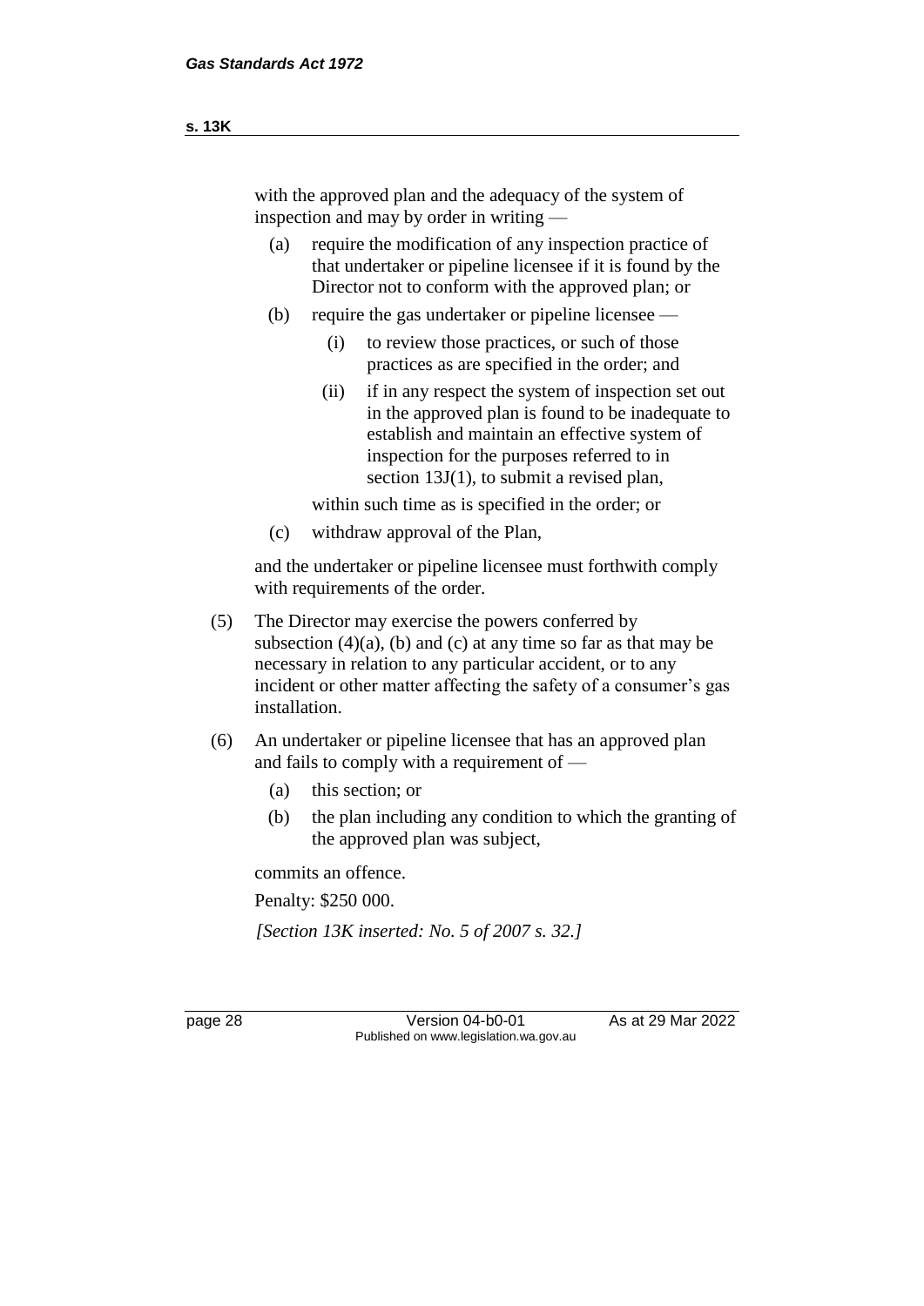with the approved plan and the adequacy of the system of inspection and may by order in writing —

(a) require the modification of any inspection practice of that undertaker or pipeline licensee if it is found by the Director not to conform with the approved plan; or

(b) require the gas undertaker or pipeline licensee —

   (i) to review those practices, or such of those practices as are specified in the order; and

   (ii) if in any respect the system of inspection set out in the approved plan is found to be inadequate to establish and maintain an effective system of inspection for the purposes referred to in section 13J(1), to submit a revised plan,

   within such time as is specified in the order; or

(c) withdraw approval of the Plan,

and the undertaker or pipeline licensee must forthwith comply with requirements of the order.

(5) The Director may exercise the powers conferred by subsection (4)(a), (b) and (c) at any time so far as that may be necessary in relation to any particular accident, or to any incident or other matter affecting the safety of a consumer's gas installation.

(6) An undertaker or pipeline licensee that has an approved plan and fails to comply with a requirement of —

(a) this section; or

(b) the plan including any condition to which the granting of the approved plan was subject,

commits an offence.

Penalty: $250 000.

*[Section 13K inserted: No. 5 of 2007 s. 32.]*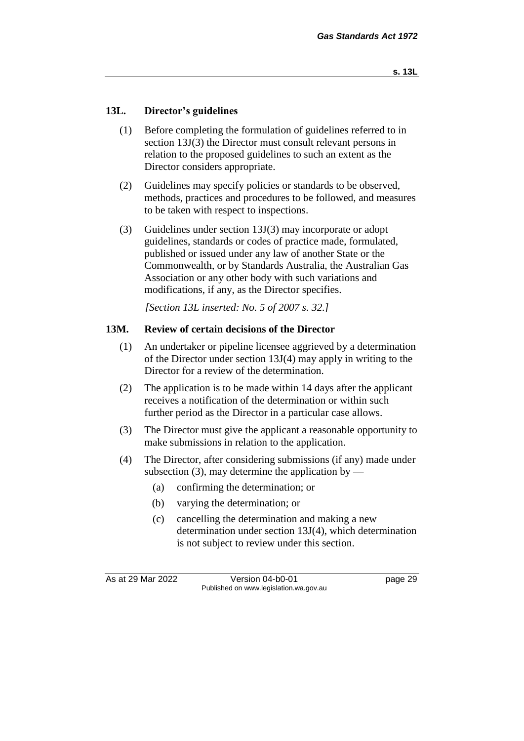## 13L. Director's guidelines

(1) Before completing the formulation of guidelines referred to in section 13J(3) the Director must consult relevant persons in relation to the proposed guidelines to such an extent as the Director considers appropriate.

(2) Guidelines may specify policies or standards to be observed, methods, practices and procedures to be followed, and measures to be taken with respect to inspections.

(3) Guidelines under section 13J(3) may incorporate or adopt guidelines, standards or codes of practice made, formulated, published or issued under any law of another State or the Commonwealth, or by Standards Australia, the Australian Gas Association or any other body with such variations and modifications, if any, as the Director specifies.

*[Section 13L inserted: No. 5 of 2007 s. 32.]*

## 13M. Review of certain decisions of the Director

(1) An undertaker or pipeline licensee aggrieved by a determination of the Director under section 13J(4) may apply in writing to the Director for a review of the determination.

(2) The application is to be made within 14 days after the applicant receives a notification of the determination or within such further period as the Director in a particular case allows.

(3) The Director must give the applicant a reasonable opportunity to make submissions in relation to the application.

(4) The Director, after considering submissions (if any) made under subsection (3), may determine the application by —

- (a) confirming the determination; or
- (b) varying the determination; or
- (c) cancelling the determination and making a new determination under section 13J(4), which determination is not subject to review under this section.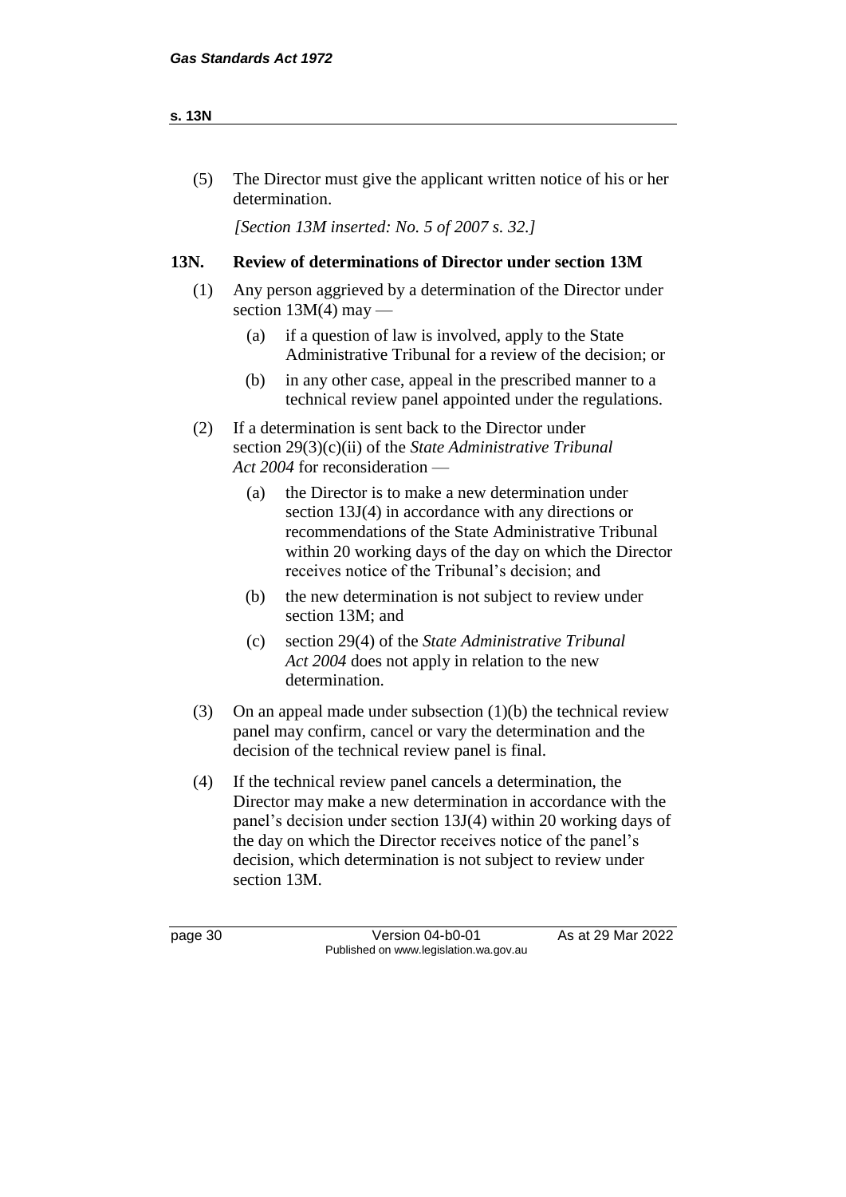(5) The Director must give the applicant written notice of his or her determination.

*[Section 13M inserted: No. 5 of 2007 s. 32.]*

**13N. Review of determinations of Director under section 13M**

(1) Any person aggrieved by a determination of the Director under section 13M(4) may —

  (a) if a question of law is involved, apply to the State Administrative Tribunal for a review of the decision; or

  (b) in any other case, appeal in the prescribed manner to a technical review panel appointed under the regulations.

(2) If a determination is sent back to the Director under section 29(3)(c)(ii) of the *State Administrative Tribunal Act 2004* for reconsideration —

  (a) the Director is to make a new determination under section 13J(4) in accordance with any directions or recommendations of the State Administrative Tribunal within 20 working days of the day on which the Director receives notice of the Tribunal's decision; and

  (b) the new determination is not subject to review under section 13M; and

  (c) section 29(4) of the *State Administrative Tribunal Act 2004* does not apply in relation to the new determination.

(3) On an appeal made under subsection (1)(b) the technical review panel may confirm, cancel or vary the determination and the decision of the technical review panel is final.

(4) If the technical review panel cancels a determination, the Director may make a new determination in accordance with the panel's decision under section 13J(4) within 20 working days of the day on which the Director receives notice of the panel's decision, which determination is not subject to review under section 13M.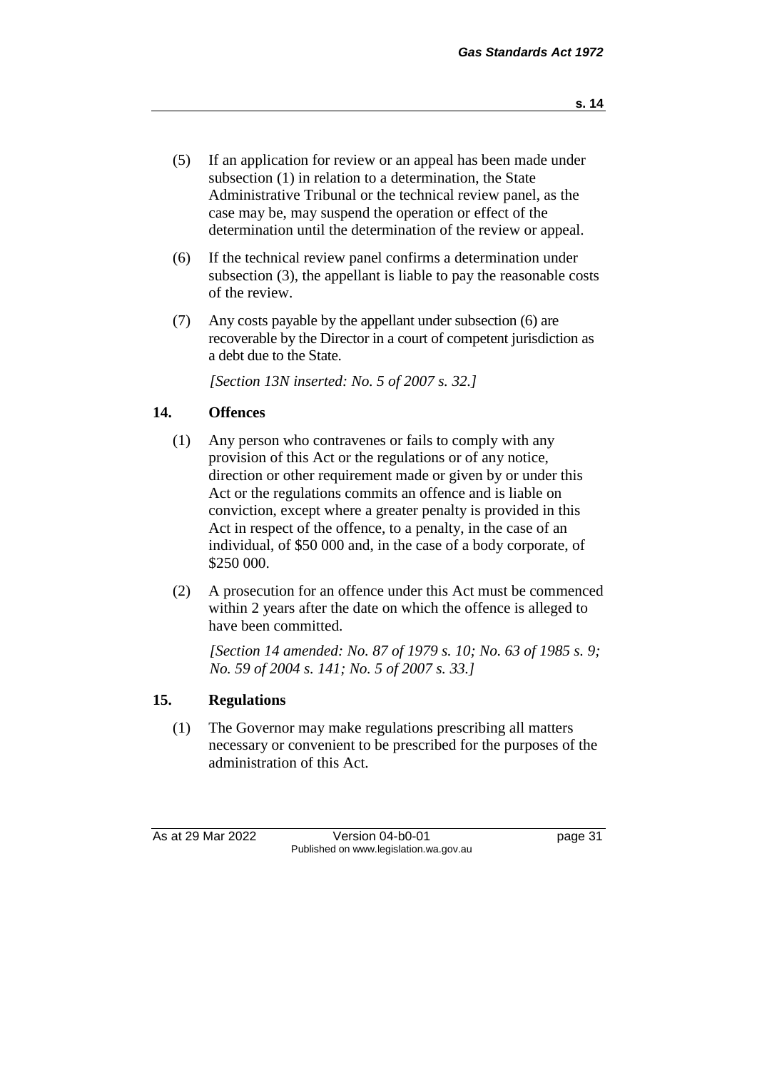(5) If an application for review or an appeal has been made under subsection (1) in relation to a determination, the State Administrative Tribunal or the technical review panel, as the case may be, may suspend the operation or effect of the determination until the determination of the review or appeal.

(6) If the technical review panel confirms a determination under subsection (3), the appellant is liable to pay the reasonable costs of the review.

(7) Any costs payable by the appellant under subsection (6) are recoverable by the Director in a court of competent jurisdiction as a debt due to the State.

*[Section 13N inserted: No. 5 of 2007 s. 32.]*

## 14. Offences

(1) Any person who contravenes or fails to comply with any provision of this Act or the regulations or of any notice, direction or other requirement made or given by or under this Act or the regulations commits an offence and is liable on conviction, except where a greater penalty is provided in this Act in respect of the offence, to a penalty, in the case of an individual, of $50 000 and, in the case of a body corporate, of $250 000.

(2) A prosecution for an offence under this Act must be commenced within 2 years after the date on which the offence is alleged to have been committed.

*[Section 14 amended: No. 87 of 1979 s. 10; No. 63 of 1985 s. 9; No. 59 of 2004 s. 141; No. 5 of 2007 s. 33.]*

## 15. Regulations

(1) The Governor may make regulations prescribing all matters necessary or convenient to be prescribed for the purposes of the administration of this Act.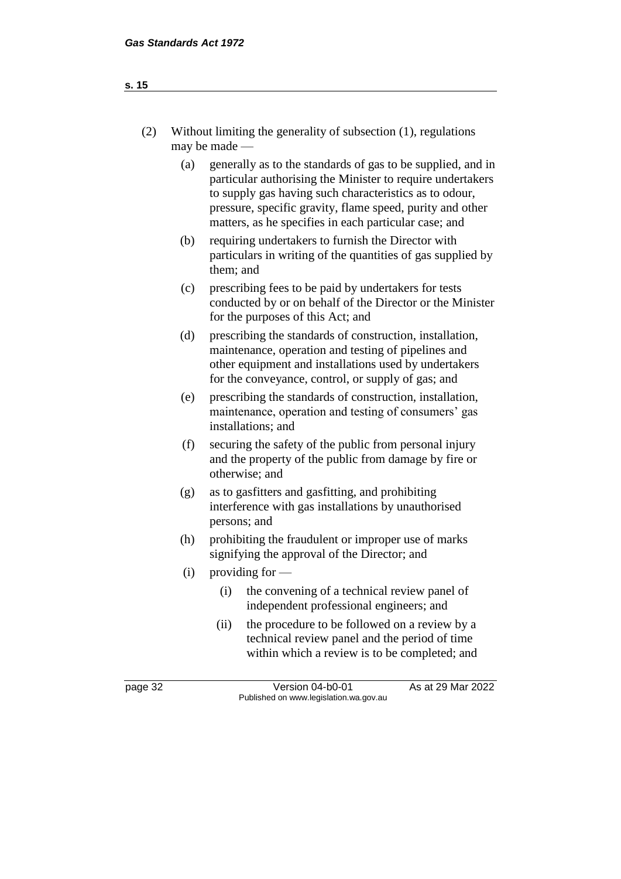(2) Without limiting the generality of subsection (1), regulations may be made —

(a) generally as to the standards of gas to be supplied, and in particular authorising the Minister to require undertakers to supply gas having such characteristics as to odour, pressure, specific gravity, flame speed, purity and other matters, as he specifies in each particular case; and

(b) requiring undertakers to furnish the Director with particulars in writing of the quantities of gas supplied by them; and

(c) prescribing fees to be paid by undertakers for tests conducted by or on behalf of the Director or the Minister for the purposes of this Act; and

(d) prescribing the standards of construction, installation, maintenance, operation and testing of pipelines and other equipment and installations used by undertakers for the conveyance, control, or supply of gas; and

(e) prescribing the standards of construction, installation, maintenance, operation and testing of consumers' gas installations; and

(f) securing the safety of the public from personal injury and the property of the public from damage by fire or otherwise; and

(g) as to gasfitters and gasfitting, and prohibiting interference with gas installations by unauthorised persons; and

(h) prohibiting the fraudulent or improper use of marks signifying the approval of the Director; and

(i) providing for —

(i) the convening of a technical review panel of independent professional engineers; and

(ii) the procedure to be followed on a review by a technical review panel and the period of time within which a review is to be completed; and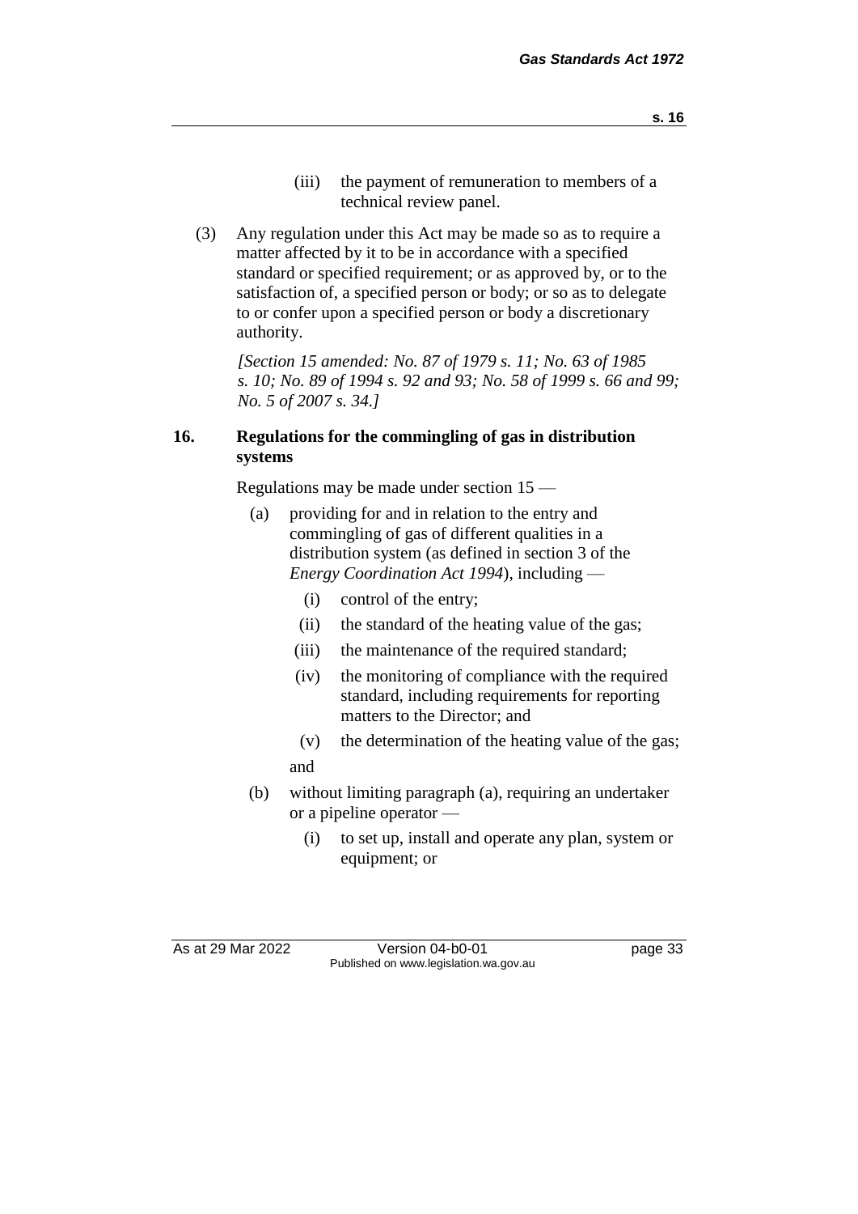(iii) the payment of remuneration to members of a technical review panel.

(3) Any regulation under this Act may be made so as to require a matter affected by it to be in accordance with a specified standard or specified requirement; or as approved by, or to the satisfaction of, a specified person or body; or so as to delegate to or confer upon a specified person or body a discretionary authority.

*[Section 15 amended: No. 87 of 1979 s. 11; No. 63 of 1985 s. 10; No. 89 of 1994 s. 92 and 93; No. 58 of 1999 s. 66 and 99; No. 5 of 2007 s. 34.]*

### 16. Regulations for the commingling of gas in distribution systems

Regulations may be made under section 15 —

(a) providing for and in relation to the entry and commingling of gas of different qualities in a distribution system (as defined in section 3 of the *Energy Coordination Act 1994*), including —

   (i) control of the entry;

   (ii) the standard of the heating value of the gas;

   (iii) the maintenance of the required standard;

   (iv) the monitoring of compliance with the required standard, including requirements for reporting matters to the Director; and

   (v) the determination of the heating value of the gas;

   and

(b) without limiting paragraph (a), requiring an undertaker or a pipeline operator —

   (i) to set up, install and operate any plan, system or equipment; or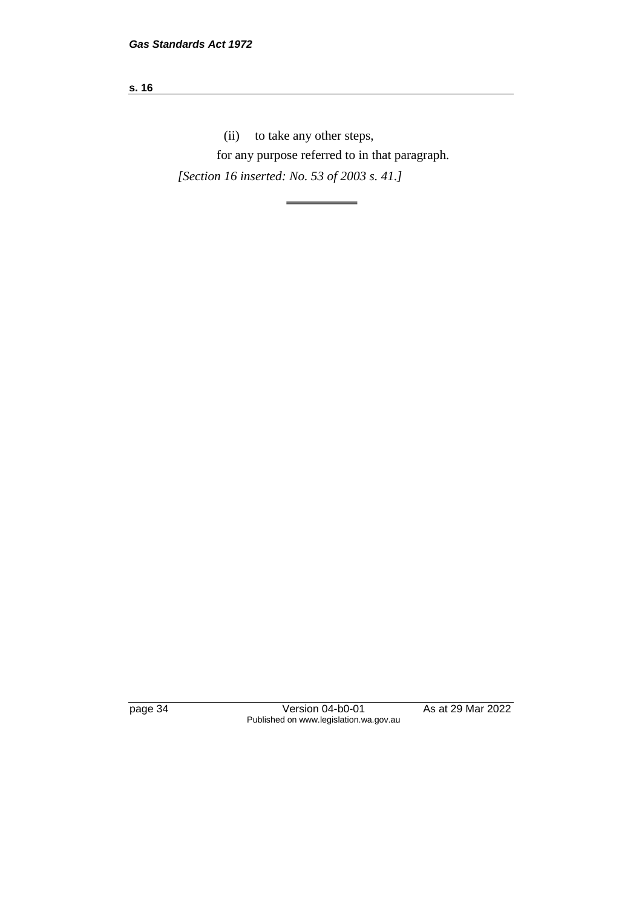(ii) to take any other steps,

for any purpose referred to in that paragraph.

*[Section 16 inserted: No. 53 of 2003 s. 41.]*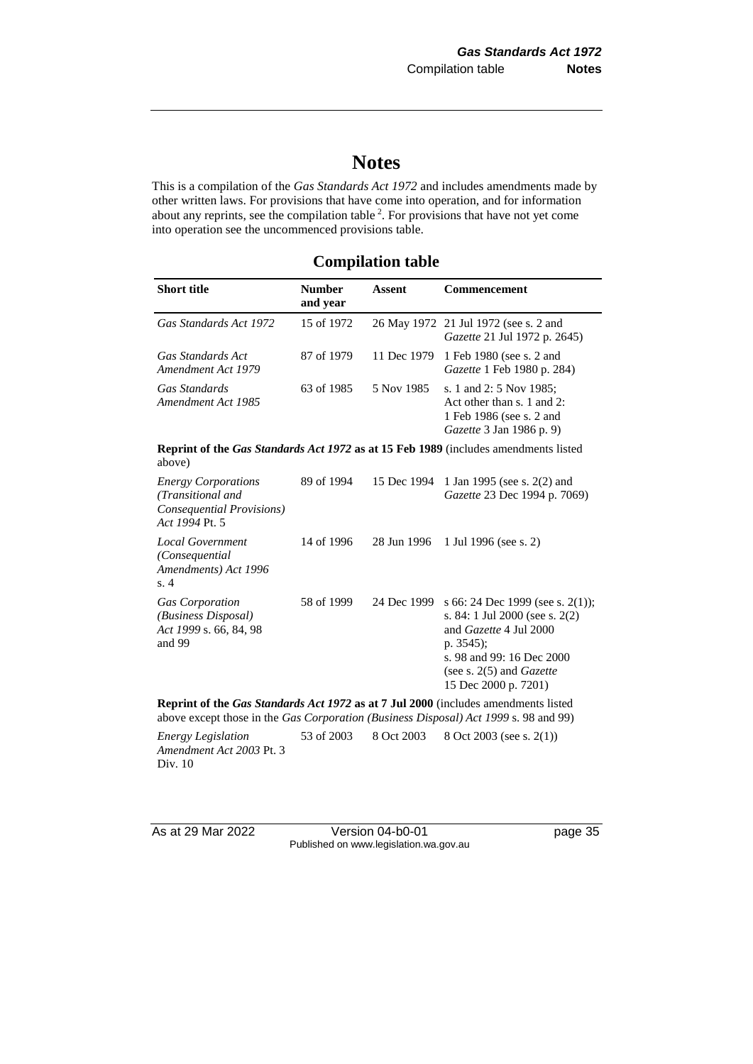# Notes

This is a compilation of the *Gas Standards Act 1972* and includes amendments made by other written laws. For provisions that have come into operation, and for information about any reprints, see the compilation table [2]. For provisions that have not yet come into operation see the uncommenced provisions table.

## Compilation table

| Short title | Number and year | Assent | Commencement |
|---|---|---|---|
| *Gas Standards Act 1972* | 15 of 1972 | 26 May 1972 | 21 Jul 1972 (see s. 2 and *Gazette* 21 Jul 1972 p. 2645) |
| *Gas Standards Act Amendment Act 1979* | 87 of 1979 | 11 Dec 1979 | 1 Feb 1980 (see s. 2 and *Gazette* 1 Feb 1980 p. 284) |
| *Gas Standards Amendment Act 1985* | 63 of 1985 | 5 Nov 1985 | s. 1 and 2: 5 Nov 1985; Act other than s. 1 and 2: 1 Feb 1986 (see s. 2 and *Gazette* 3 Jan 1986 p. 9) |
| **Reprint of the *Gas Standards Act 1972* as at 15 Feb 1989** (includes amendments listed above) | | | |
| *Energy Corporations (Transitional and Consequential Provisions) Act 1994* Pt. 5 | 89 of 1994 | 15 Dec 1994 | 1 Jan 1995 (see s. 2(2) and *Gazette* 23 Dec 1994 p. 7069) |
| *Local Government (Consequential Amendments) Act 1996* s. 4 | 14 of 1996 | 28 Jun 1996 | 1 Jul 1996 (see s. 2) |
| *Gas Corporation (Business Disposal) Act 1999* s. 66, 84, 98 and 99 | 58 of 1999 | 24 Dec 1999 | s 66: 24 Dec 1999 (see s. 2(1)); s. 84: 1 Jul 2000 (see s. 2(2) and *Gazette* 4 Jul 2000 p. 3545); s. 98 and 99: 16 Dec 2000 (see s. 2(5) and *Gazette* 15 Dec 2000 p. 7201) |
| **Reprint of the *Gas Standards Act 1972* as at 7 Jul 2000** (includes amendments listed above except those in the *Gas Corporation (Business Disposal) Act 1999* s. 98 and 99) | | | |
| *Energy Legislation Amendment Act 2003* Pt. 3 Div. 10 | 53 of 2003 | 8 Oct 2003 | 8 Oct 2003 (see s. 2(1)) |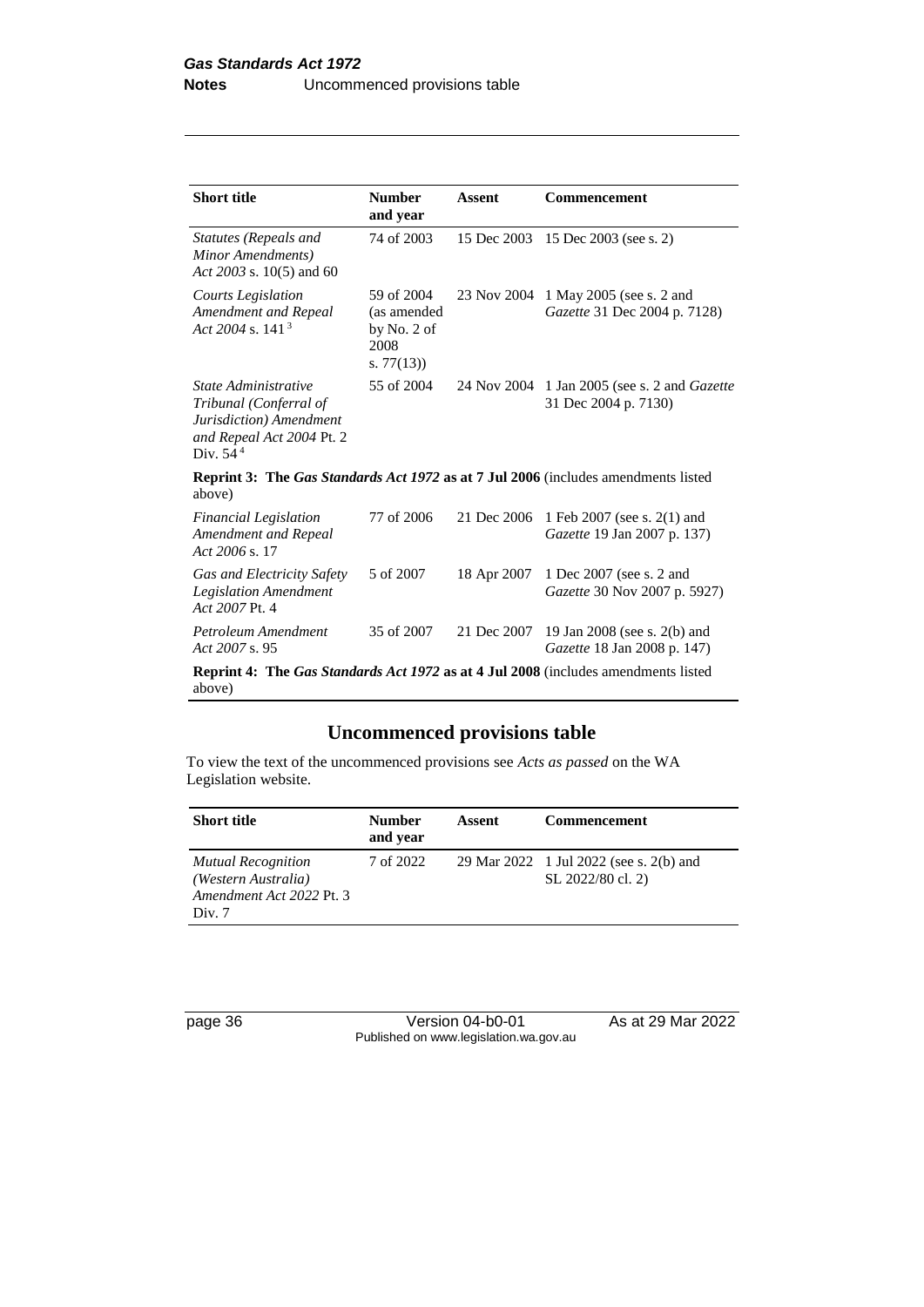| Short title | Number and year | Assent | Commencement |
|---|---|---|---|
| *Statutes (Repeals and Minor Amendments) Act 2003* s. 10(5) and 60 | 74 of 2003 | 15 Dec 2003 | 15 Dec 2003 (see s. 2) |
| *Courts Legislation Amendment and Repeal Act 2004* s. 141 [3] | 59 of 2004 (as amended by No. 2 of 2008 s. 77(13)) | 23 Nov 2004 | 1 May 2005 (see s. 2 and *Gazette* 31 Dec 2004 p. 7128) |
| *State Administrative Tribunal (Conferral of Jurisdiction) Amendment and Repeal Act 2004* Pt. 2 Div. 54 [4] | 55 of 2004 | 24 Nov 2004 | 1 Jan 2005 (see s. 2 and *Gazette* 31 Dec 2004 p. 7130) |
| **Reprint 3: The *Gas Standards Act 1972* as at 7 Jul 2006** (includes amendments listed above) | | | |
| *Financial Legislation Amendment and Repeal Act 2006* s. 17 | 77 of 2006 | 21 Dec 2006 | 1 Feb 2007 (see s. 2(1) and *Gazette* 19 Jan 2007 p. 137) |
| *Gas and Electricity Safety Legislation Amendment Act 2007* Pt. 4 | 5 of 2007 | 18 Apr 2007 | 1 Dec 2007 (see s. 2 and *Gazette* 30 Nov 2007 p. 5927) |
| *Petroleum Amendment Act 2007* s. 95 | 35 of 2007 | 21 Dec 2007 | 19 Jan 2008 (see s. 2(b) and *Gazette* 18 Jan 2008 p. 147) |
| **Reprint 4: The *Gas Standards Act 1972* as at 4 Jul 2008** (includes amendments listed above) | | | |

## Uncommenced provisions table

To view the text of the uncommenced provisions see *Acts as passed* on the WA Legislation website.

| Short title | Number and year | Assent | Commencement |
|---|---|---|---|
| *Mutual Recognition (Western Australia) Amendment Act 2022* Pt. 3 Div. 7 | 7 of 2022 | 29 Mar 2022 | 1 Jul 2022 (see s. 2(b) and SL 2022/80 cl. 2) |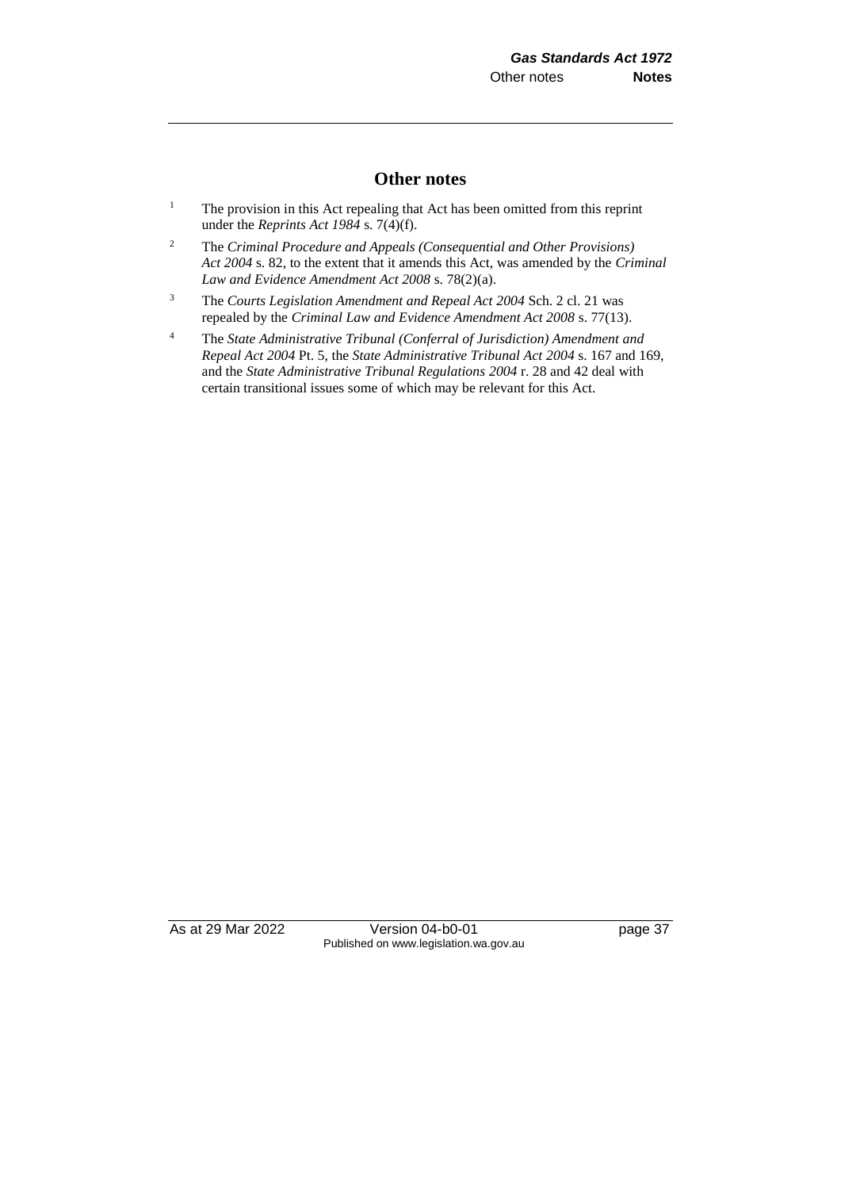## Other notes

[1] The provision in this Act repealing that Act has been omitted from this reprint under the *Reprints Act 1984* s. 7(4)(f).

[2] The *Criminal Procedure and Appeals (Consequential and Other Provisions) Act 2004* s. 82, to the extent that it amends this Act, was amended by the *Criminal Law and Evidence Amendment Act 2008* s. 78(2)(a).

[3] The *Courts Legislation Amendment and Repeal Act 2004* Sch. 2 cl. 21 was repealed by the *Criminal Law and Evidence Amendment Act 2008* s. 77(13).

[4] The *State Administrative Tribunal (Conferral of Jurisdiction) Amendment and Repeal Act 2004* Pt. 5, the *State Administrative Tribunal Act 2004* s. 167 and 169, and the *State Administrative Tribunal Regulations 2004* r. 28 and 42 deal with certain transitional issues some of which may be relevant for this Act.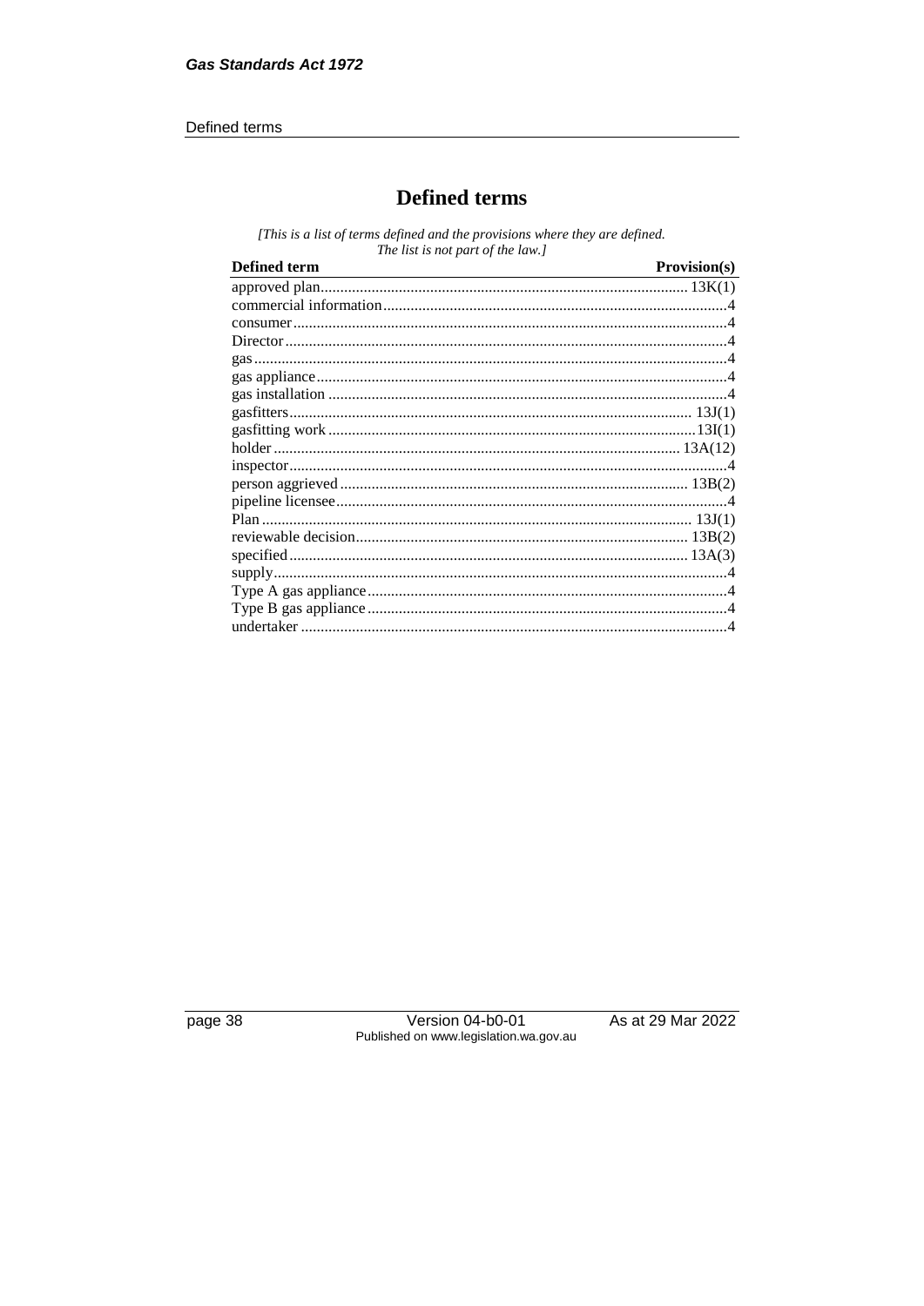# Defined terms

*[This is a list of terms defined and the provisions where they are defined. The list is not part of the law.]*

| Defined term | Provision(s) |
|---|---|
| approved plan | 13K(1) |
| commercial information | 4 |
| consumer | 4 |
| Director | 4 |
| gas | 4 |
| gas appliance | 4 |
| gas installation | 4 |
| gasfitters | 13J(1) |
| gasfitting work | 13I(1) |
| holder | 13A(12) |
| inspector | 4 |
| person aggrieved | 13B(2) |
| pipeline licensee | 4 |
| Plan | 13J(1) |
| reviewable decision | 13B(2) |
| specified | 13A(3) |
| supply | 4 |
| Type A gas appliance | 4 |
| Type B gas appliance | 4 |
| undertaker | 4 |